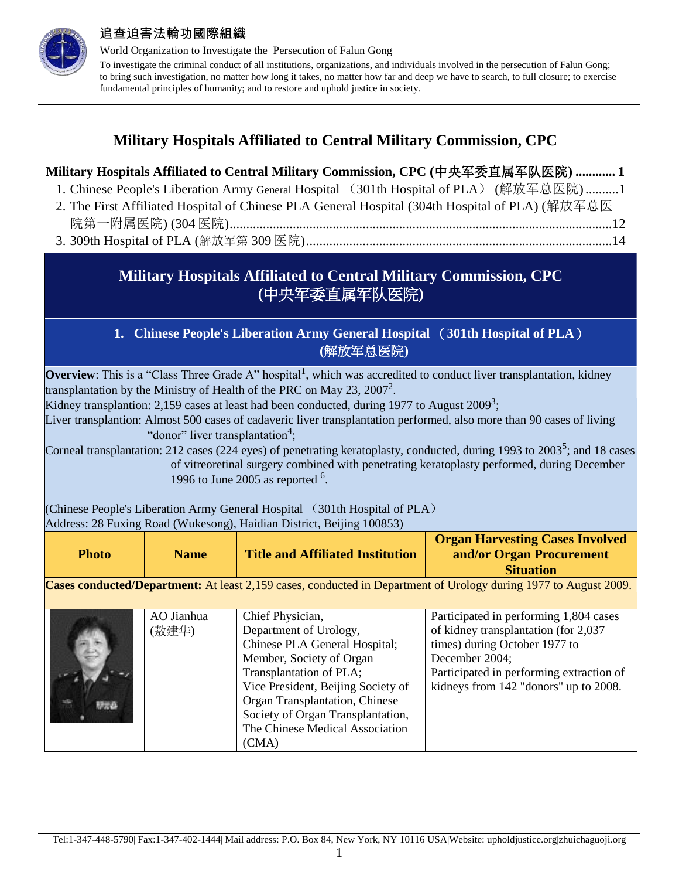追查迫害法輪功國際組織

World Organization to Investigate the Persecution of Falun Gong

To investigate the criminal conduct of all institutions, organizations, and individuals involved in the persecution of Falun Gong; to bring such investigation, no matter how long it takes, no matter how far and deep we have to search, to full closure; to exercise fundamental principles of humanity; and to restore and uphold justice in society.

# Military Hospitals Affiliated to Central Military Commission, CPC

**Military Hospitals Affiliated to Central Military Commission, CPC (中央军委直属军队医院) ............ 1**

1. Chinese People's Liberation Army General Hospital （301th Hospital of PLA） (解放军总医院) ..........1
2. The First Affiliated Hospital of Chinese PLA General Hospital (304th Hospital of PLA) (解放军总医院第一附属医院) (304 医院).................................................................................................................12
3. 309th Hospital of PLA (解放军第 309 医院)...........................................................................................14

## Military Hospitals Affiliated to Central Military Commission, CPC (中央军委直属军队医院)

### 1. Chinese People's Liberation Army General Hospital （301th Hospital of PLA） (解放军总医院)

**Overview**: This is a "Class Three Grade A" hospital[1], which was accredited to conduct liver transplantation, kidney transplantation by the Ministry of Health of the PRC on May 23, 2007[2].

Kidney transplantion: 2,159 cases at least had been conducted, during 1977 to August 2009[3];

Liver transplantion: Almost 500 cases of cadaveric liver transplantation performed, also more than 90 cases of living "donor" liver transplantation[4];

Corneal transplantation: 212 cases (224 eyes) of penetrating keratoplasty, conducted, during 1993 to 2003[5]; and 18 cases of vitreoretinal surgery combined with penetrating keratoplasty performed, during December 1996 to June 2005 as reported [6].

(Chinese People's Liberation Army General Hospital （301th Hospital of PLA）
Address: 28 Fuxing Road (Wukesong), Haidian District, Beijing 100853)

| Photo | Name | Title and Affiliated Institution | Organ Harvesting Cases Involved and/or Organ Procurement Situation |
|---|---|---|---|
| **Cases conducted/Department:** At least 2,159 cases, conducted in Department of Urology during 1977 to August 2009. | | | |
| | AO Jianhua (敖建华) | Chief Physician, Department of Urology, Chinese PLA General Hospital; Member, Society of Organ Transplantation of PLA; Vice President, Beijing Society of Organ Transplantation, Chinese Society of Organ Transplantation, The Chinese Medical Association (CMA) | Participated in performing 1,804 cases of kidney transplantation (for 2,037 times) during October 1977 to December 2004; Participated in performing extraction of kidneys from 142 "donors" up to 2008. |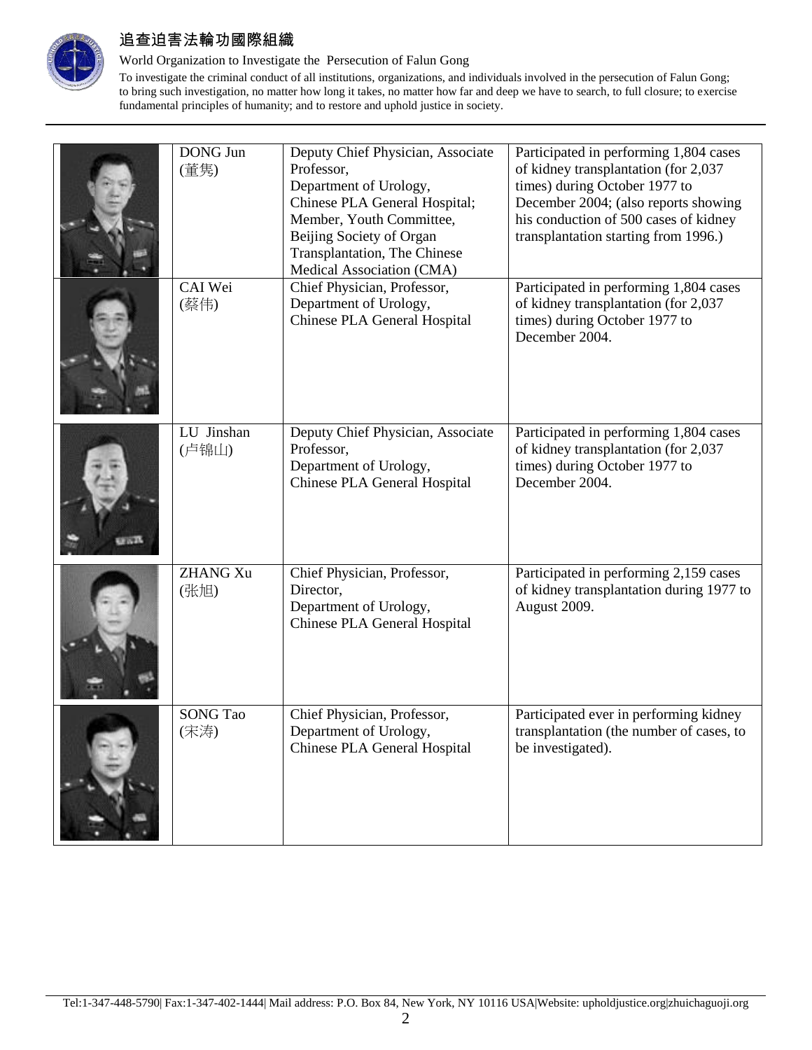| | | | |
|---|---|---|---|
| | DONG Jun (董隽) | Deputy Chief Physician, Associate Professor, Department of Urology, Chinese PLA General Hospital; Member, Youth Committee, Beijing Society of Organ Transplantation, The Chinese Medical Association (CMA) | Participated in performing 1,804 cases of kidney transplantation (for 2,037 times) during October 1977 to December 2004; (also reports showing his conduction of 500 cases of kidney transplantation starting from 1996.) |
| | CAI Wei (蔡伟) | Chief Physician, Professor, Department of Urology, Chinese PLA General Hospital | Participated in performing 1,804 cases of kidney transplantation (for 2,037 times) during October 1977 to December 2004. |
| | LU Jinshan (卢锦山) | Deputy Chief Physician, Associate Professor, Department of Urology, Chinese PLA General Hospital | Participated in performing 1,804 cases of kidney transplantation (for 2,037 times) during October 1977 to December 2004. |
| | ZHANG Xu (张旭) | Chief Physician, Professor, Director, Department of Urology, Chinese PLA General Hospital | Participated in performing 2,159 cases of kidney transplantation during 1977 to August 2009. |
| | SONG Tao (宋涛) | Chief Physician, Professor, Department of Urology, Chinese PLA General Hospital | Participated ever in performing kidney transplantation (the number of cases, to be investigated). |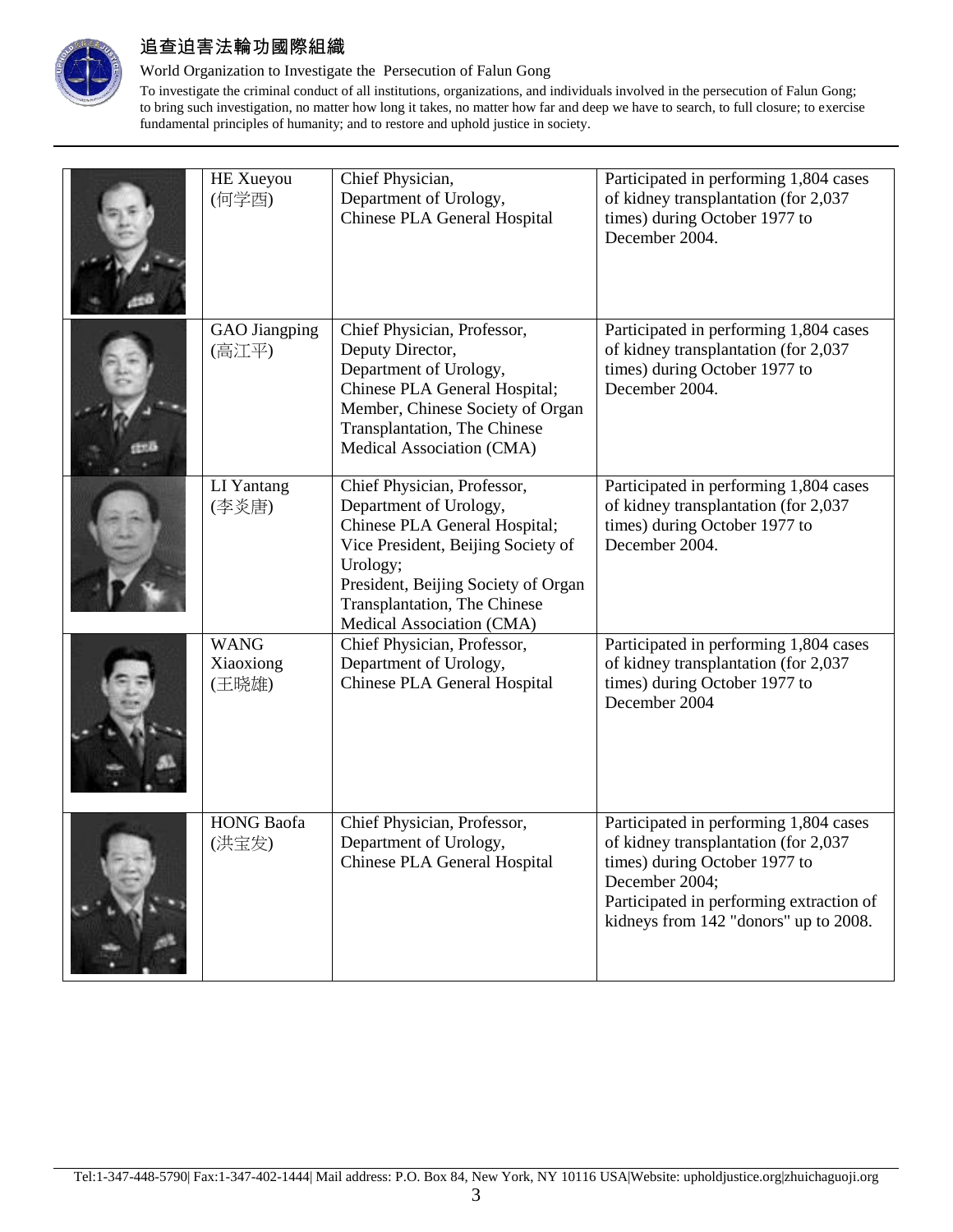| | | | |
|---|---|---|---|
| | HE Xueyou (何学酉) | Chief Physician, Department of Urology, Chinese PLA General Hospital | Participated in performing 1,804 cases of kidney transplantation (for 2,037 times) during October 1977 to December 2004. |
| | GAO Jiangping (高江平) | Chief Physician, Professor, Deputy Director, Department of Urology, Chinese PLA General Hospital; Member, Chinese Society of Organ Transplantation, The Chinese Medical Association (CMA) | Participated in performing 1,804 cases of kidney transplantation (for 2,037 times) during October 1977 to December 2004. |
| | LI Yantang (李炎唐) | Chief Physician, Professor, Department of Urology, Chinese PLA General Hospital; Vice President, Beijing Society of Urology; President, Beijing Society of Organ Transplantation, The Chinese Medical Association (CMA) | Participated in performing 1,804 cases of kidney transplantation (for 2,037 times) during October 1977 to December 2004. |
| | WANG Xiaoxiong (王晓雄) | Chief Physician, Professor, Department of Urology, Chinese PLA General Hospital | Participated in performing 1,804 cases of kidney transplantation (for 2,037 times) during October 1977 to December 2004 |
| | HONG Baofa (洪宝发) | Chief Physician, Professor, Department of Urology, Chinese PLA General Hospital | Participated in performing 1,804 cases of kidney transplantation (for 2,037 times) during October 1977 to December 2004; Participated in performing extraction of kidneys from 142 "donors" up to 2008. |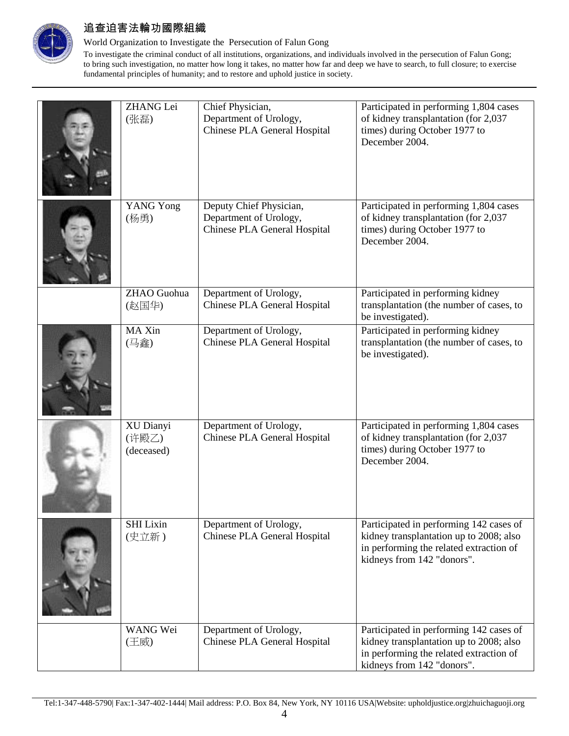|  | ZHANG Lei (张磊) | Chief Physician, Department of Urology, Chinese PLA General Hospital | Participated in performing 1,804 cases of kidney transplantation (for 2,037 times) during October 1977 to December 2004. |
|---|---|---|---|
|  | YANG Yong (杨勇) | Deputy Chief Physician, Department of Urology, Chinese PLA General Hospital | Participated in performing 1,804 cases of kidney transplantation (for 2,037 times) during October 1977 to December 2004. |
|  | ZHAO Guohua (赵国华) | Department of Urology, Chinese PLA General Hospital | Participated in performing kidney transplantation (the number of cases, to be investigated). |
|  | MA Xin (马鑫) | Department of Urology, Chinese PLA General Hospital | Participated in performing kidney transplantation (the number of cases, to be investigated). |
|  | XU Dianyi (许殿乙) (deceased) | Department of Urology, Chinese PLA General Hospital | Participated in performing 1,804 cases of kidney transplantation (for 2,037 times) during October 1977 to December 2004. |
|  | SHI Lixin (史立新 ) | Department of Urology, Chinese PLA General Hospital | Participated in performing 142 cases of kidney transplantation up to 2008; also in performing the related extraction of kidneys from 142 "donors". |
|  | WANG Wei (王威) | Department of Urology, Chinese PLA General Hospital | Participated in performing 142 cases of kidney transplantation up to 2008; also in performing the related extraction of kidneys from 142 "donors". |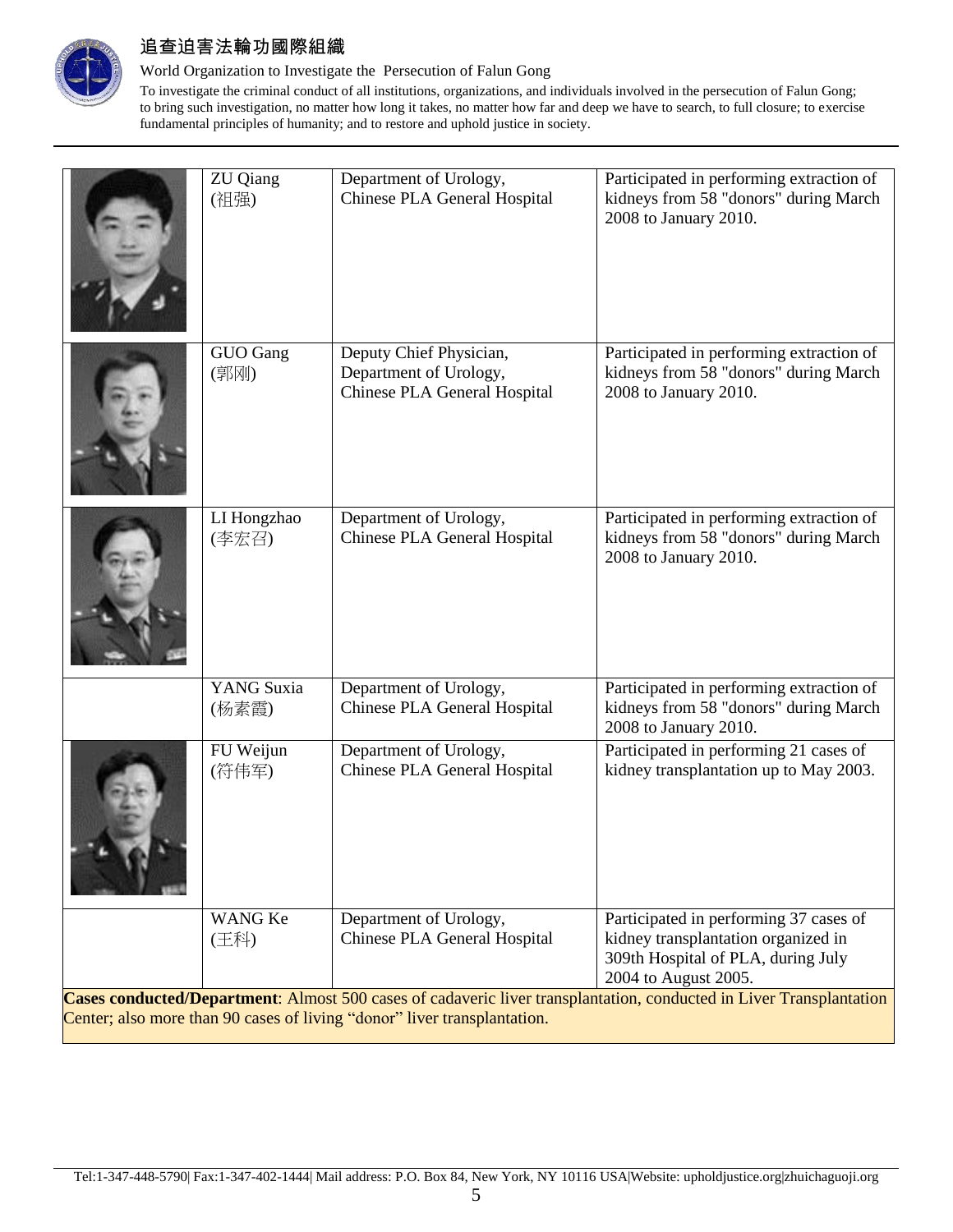|  | ZU Qiang (祖强) | Department of Urology, Chinese PLA General Hospital | Participated in performing extraction of kidneys from 58 "donors" during March 2008 to January 2010. |
|---|---|---|---|
|  | GUO Gang (郭刚) | Deputy Chief Physician, Department of Urology, Chinese PLA General Hospital | Participated in performing extraction of kidneys from 58 "donors" during March 2008 to January 2010. |
|  | LI Hongzhao (李宏召) | Department of Urology, Chinese PLA General Hospital | Participated in performing extraction of kidneys from 58 "donors" during March 2008 to January 2010. |
|  | YANG Suxia (杨素霞) | Department of Urology, Chinese PLA General Hospital | Participated in performing extraction of kidneys from 58 "donors" during March 2008 to January 2010. |
|  | FU Weijun (符伟军) | Department of Urology, Chinese PLA General Hospital | Participated in performing 21 cases of kidney transplantation up to May 2003. |
|  | WANG Ke (王科) | Department of Urology, Chinese PLA General Hospital | Participated in performing 37 cases of kidney transplantation organized in 309th Hospital of PLA, during July 2004 to August 2005. |

**Cases conducted/Department**: Almost 500 cases of cadaveric liver transplantation, conducted in Liver Transplantation Center; also more than 90 cases of living "donor" liver transplantation.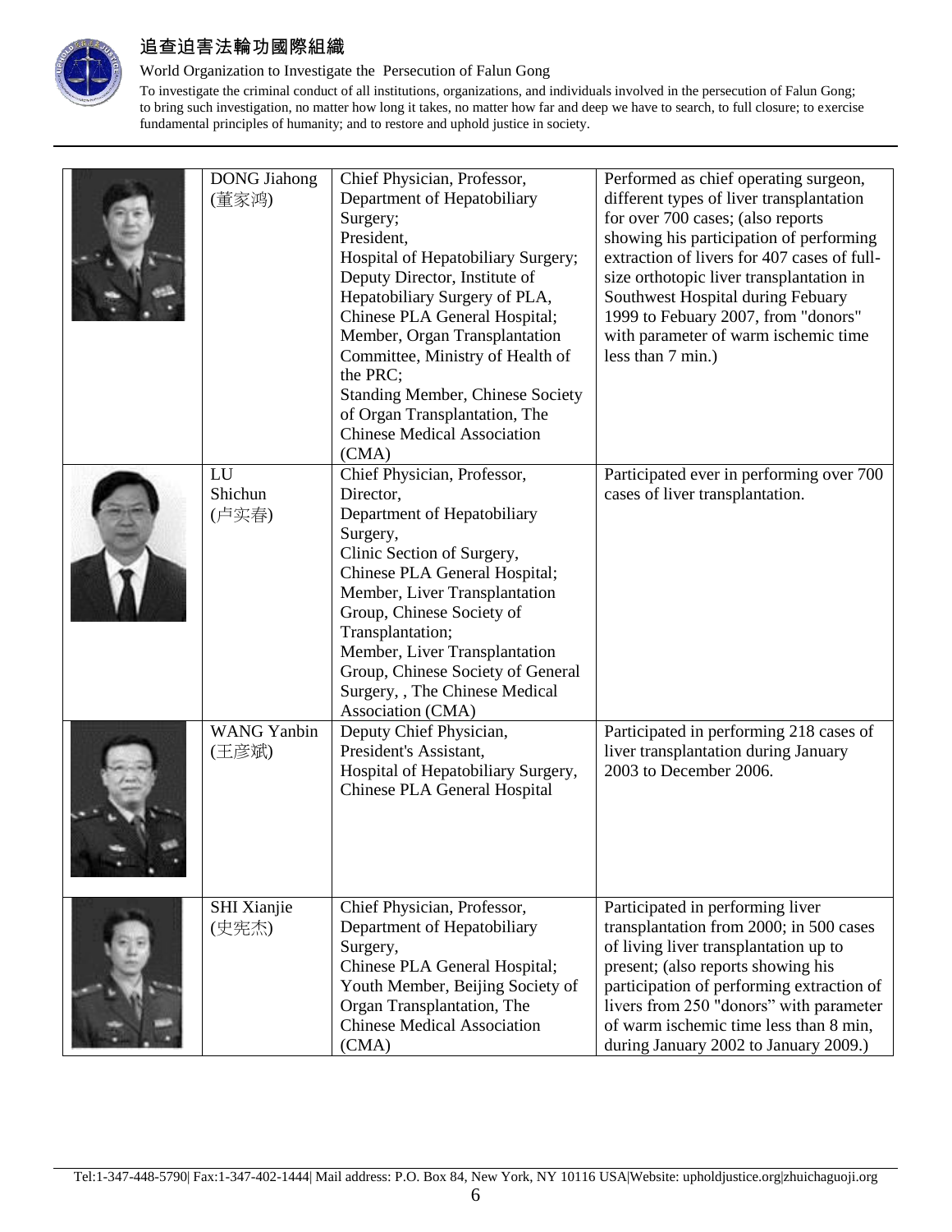| | | | |
|---|---|---|---|
| | DONG Jiahong (董家鸿) | Chief Physician, Professor, Department of Hepatobiliary Surgery; President, Hospital of Hepatobiliary Surgery; Deputy Director, Institute of Hepatobiliary Surgery of PLA, Chinese PLA General Hospital; Member, Organ Transplantation Committee, Ministry of Health of the PRC; Standing Member, Chinese Society of Organ Transplantation, The Chinese Medical Association (CMA) | Performed as chief operating surgeon, different types of liver transplantation for over 700 cases; (also reports showing his participation of performing extraction of livers for 407 cases of full-size orthotopic liver transplantation in Southwest Hospital during Febuary 1999 to Febuary 2007, from "donors" with parameter of warm ischemic time less than 7 min.) |
| | LU Shichun (卢实春) | Chief Physician, Professor, Director, Department of Hepatobiliary Surgery, Clinic Section of Surgery, Chinese PLA General Hospital; Member, Liver Transplantation Group, Chinese Society of Transplantation; Member, Liver Transplantation Group, Chinese Society of General Surgery, , The Chinese Medical Association (CMA) | Participated ever in performing over 700 cases of liver transplantation. |
| | WANG Yanbin (王彦斌) | Deputy Chief Physician, President's Assistant, Hospital of Hepatobiliary Surgery, Chinese PLA General Hospital | Participated in performing 218 cases of liver transplantation during January 2003 to December 2006. |
| | SHI Xianjie (史宪杰) | Chief Physician, Professor, Department of Hepatobiliary Surgery, Chinese PLA General Hospital; Youth Member, Beijing Society of Organ Transplantation, The Chinese Medical Association (CMA) | Participated in performing liver transplantation from 2000; in 500 cases of living liver transplantation up to present; (also reports showing his participation of performing extraction of livers from 250 "donors" with parameter of warm ischemic time less than 8 min, during January 2002 to January 2009.) |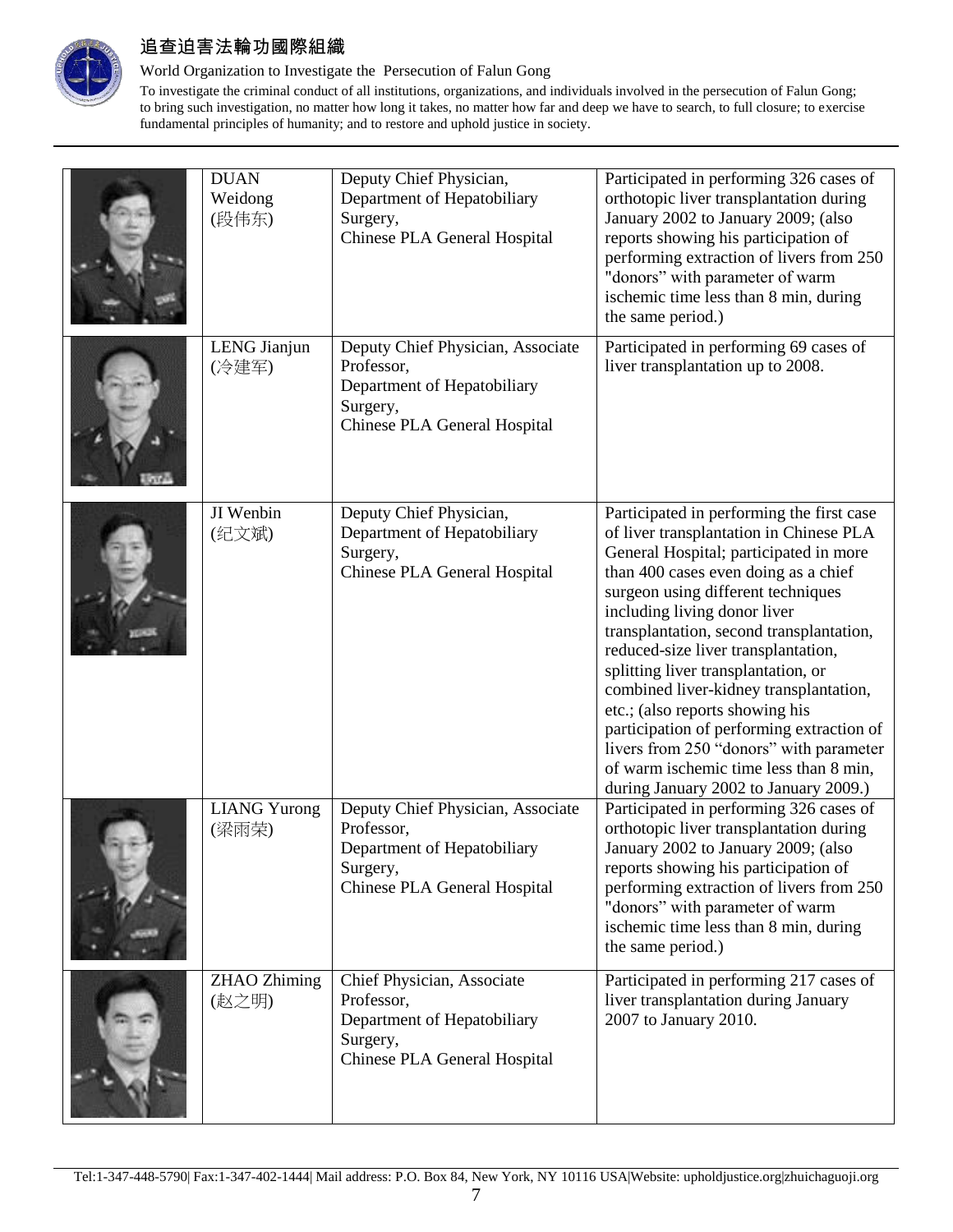| | | | |
|---|---|---|---|
| | DUAN Weidong (段伟东) | Deputy Chief Physician, Department of Hepatobiliary Surgery, Chinese PLA General Hospital | Participated in performing 326 cases of orthotopic liver transplantation during January 2002 to January 2009; (also reports showing his participation of performing extraction of livers from 250 "donors" with parameter of warm ischemic time less than 8 min, during the same period.) |
| | LENG Jianjun (冷建军) | Deputy Chief Physician, Associate Professor, Department of Hepatobiliary Surgery, Chinese PLA General Hospital | Participated in performing 69 cases of liver transplantation up to 2008. |
| | JI Wenbin (纪文斌) | Deputy Chief Physician, Department of Hepatobiliary Surgery, Chinese PLA General Hospital | Participated in performing the first case of liver transplantation in Chinese PLA General Hospital; participated in more than 400 cases even doing as a chief surgeon using different techniques including living donor liver transplantation, second transplantation, reduced-size liver transplantation, splitting liver transplantation, or combined liver-kidney transplantation, etc.; (also reports showing his participation of performing extraction of livers from 250 "donors" with parameter of warm ischemic time less than 8 min, during January 2002 to January 2009.) |
| | LIANG Yurong (梁雨荣) | Deputy Chief Physician, Associate Professor, Department of Hepatobiliary Surgery, Chinese PLA General Hospital | Participated in performing 326 cases of orthotopic liver transplantation during January 2002 to January 2009; (also reports showing his participation of performing extraction of livers from 250 "donors" with parameter of warm ischemic time less than 8 min, during the same period.) |
| | ZHAO Zhiming (赵之明) | Chief Physician, Associate Professor, Department of Hepatobiliary Surgery, Chinese PLA General Hospital | Participated in performing 217 cases of liver transplantation during January 2007 to January 2010. |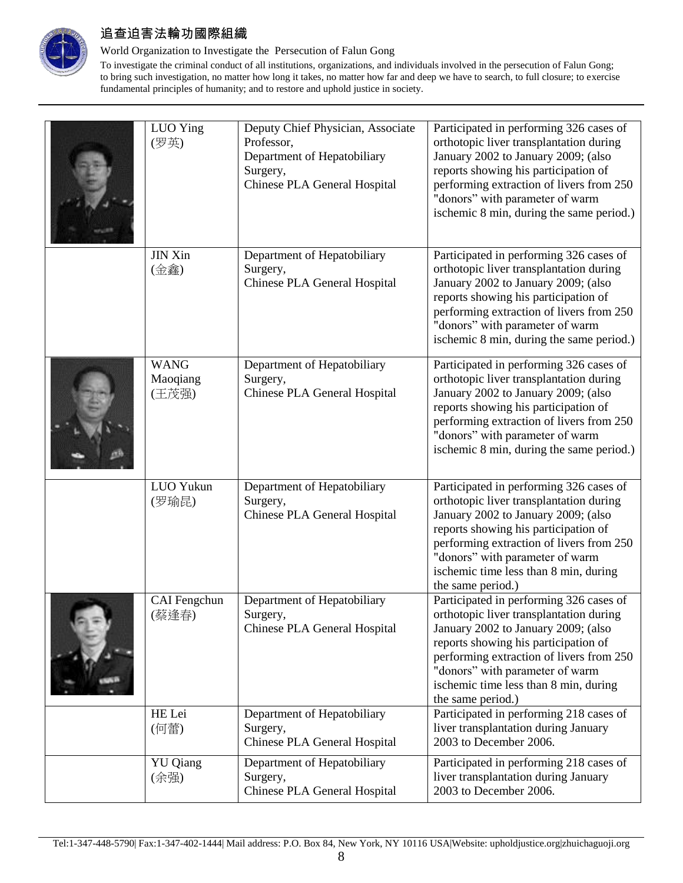| | LUO Ying (罗英) | Deputy Chief Physician, Associate Professor, Department of Hepatobiliary Surgery, Chinese PLA General Hospital | Participated in performing 326 cases of orthotopic liver transplantation during January 2002 to January 2009; (also reports showing his participation of performing extraction of livers from 250 "donors" with parameter of warm ischemic 8 min, during the same period.) |
|---|---|---|---|
| | JIN Xin (金鑫) | Department of Hepatobiliary Surgery, Chinese PLA General Hospital | Participated in performing 326 cases of orthotopic liver transplantation during January 2002 to January 2009; (also reports showing his participation of performing extraction of livers from 250 "donors" with parameter of warm ischemic 8 min, during the same period.) |
| | WANG Maoqiang (王茂强) | Department of Hepatobiliary Surgery, Chinese PLA General Hospital | Participated in performing 326 cases of orthotopic liver transplantation during January 2002 to January 2009; (also reports showing his participation of performing extraction of livers from 250 "donors" with parameter of warm ischemic 8 min, during the same period.) |
| | LUO Yukun (罗瑜昆) | Department of Hepatobiliary Surgery, Chinese PLA General Hospital | Participated in performing 326 cases of orthotopic liver transplantation during January 2002 to January 2009; (also reports showing his participation of performing extraction of livers from 250 "donors" with parameter of warm ischemic time less than 8 min, during the same period.) |
| | CAI Fengchun (蔡逢春) | Department of Hepatobiliary Surgery, Chinese PLA General Hospital | Participated in performing 326 cases of orthotopic liver transplantation during January 2002 to January 2009; (also reports showing his participation of performing extraction of livers from 250 "donors" with parameter of warm ischemic time less than 8 min, during the same period.) |
| | HE Lei (何蕾) | Department of Hepatobiliary Surgery, Chinese PLA General Hospital | Participated in performing 218 cases of liver transplantation during January 2003 to December 2006. |
| | YU Qiang (余强) | Department of Hepatobiliary Surgery, Chinese PLA General Hospital | Participated in performing 218 cases of liver transplantation during January 2003 to December 2006. |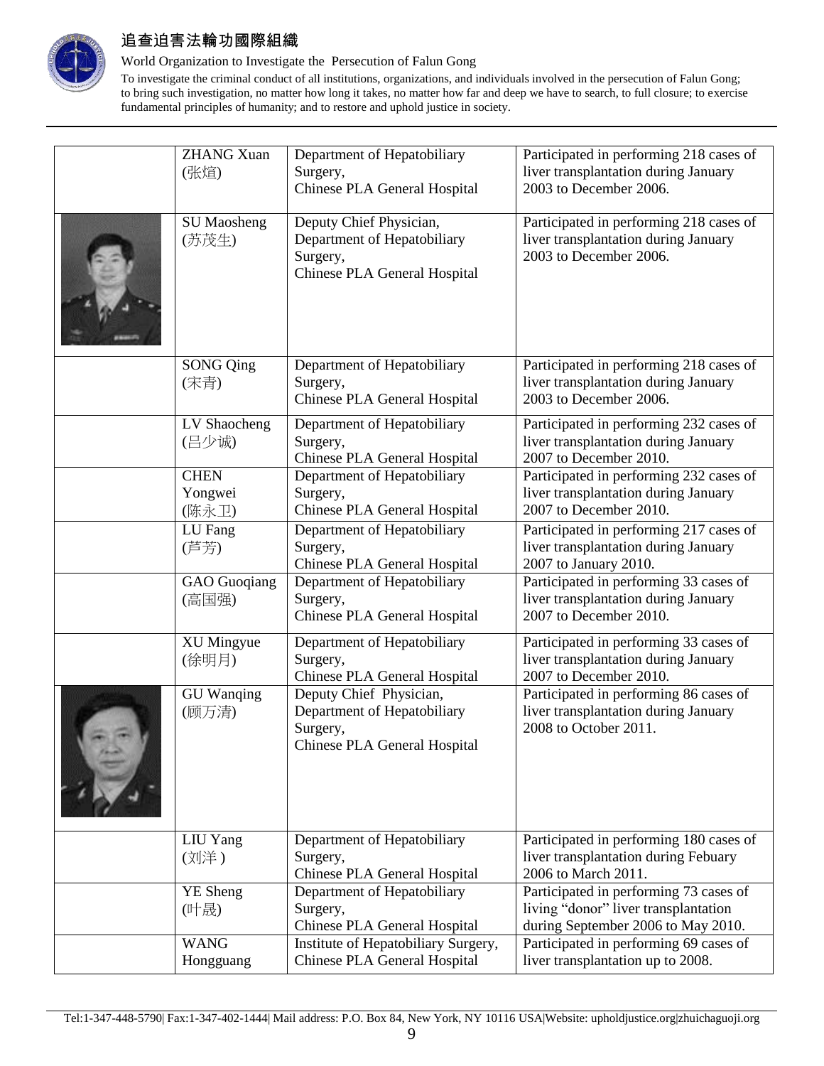| | | | |
|---|---|---|---|
| | ZHANG Xuan (张煊) | Department of Hepatobiliary Surgery, Chinese PLA General Hospital | Participated in performing 218 cases of liver transplantation during January 2003 to December 2006. |
| | SU Maosheng (苏茂生) | Deputy Chief Physician, Department of Hepatobiliary Surgery, Chinese PLA General Hospital | Participated in performing 218 cases of liver transplantation during January 2003 to December 2006. |
| | SONG Qing (宋青) | Department of Hepatobiliary Surgery, Chinese PLA General Hospital | Participated in performing 218 cases of liver transplantation during January 2003 to December 2006. |
| | LV Shaocheng (吕少诚) | Department of Hepatobiliary Surgery, Chinese PLA General Hospital | Participated in performing 232 cases of liver transplantation during January 2007 to December 2010. |
| | CHEN Yongwei (陈永卫) | Department of Hepatobiliary Surgery, Chinese PLA General Hospital | Participated in performing 232 cases of liver transplantation during January 2007 to December 2010. |
| | LU Fang (芦芳) | Department of Hepatobiliary Surgery, Chinese PLA General Hospital | Participated in performing 217 cases of liver transplantation during January 2007 to January 2010. |
| | GAO Guoqiang (高国强) | Department of Hepatobiliary Surgery, Chinese PLA General Hospital | Participated in performing 33 cases of liver transplantation during January 2007 to December 2010. |
| | XU Mingyue (徐明月) | Department of Hepatobiliary Surgery, Chinese PLA General Hospital | Participated in performing 33 cases of liver transplantation during January 2007 to December 2010. |
| | GU Wanqing (顾万清) | Deputy Chief Physician, Department of Hepatobiliary Surgery, Chinese PLA General Hospital | Participated in performing 86 cases of liver transplantation during January 2008 to October 2011. |
| | LIU Yang (刘洋) | Department of Hepatobiliary Surgery, Chinese PLA General Hospital | Participated in performing 180 cases of liver transplantation during Febuary 2006 to March 2011. |
| | YE Sheng (叶晟) | Department of Hepatobiliary Surgery, Chinese PLA General Hospital | Participated in performing 73 cases of living "donor" liver transplantation during September 2006 to May 2010. |
| | WANG Hongguang | Institute of Hepatobiliary Surgery, Chinese PLA General Hospital | Participated in performing 69 cases of liver transplantation up to 2008. |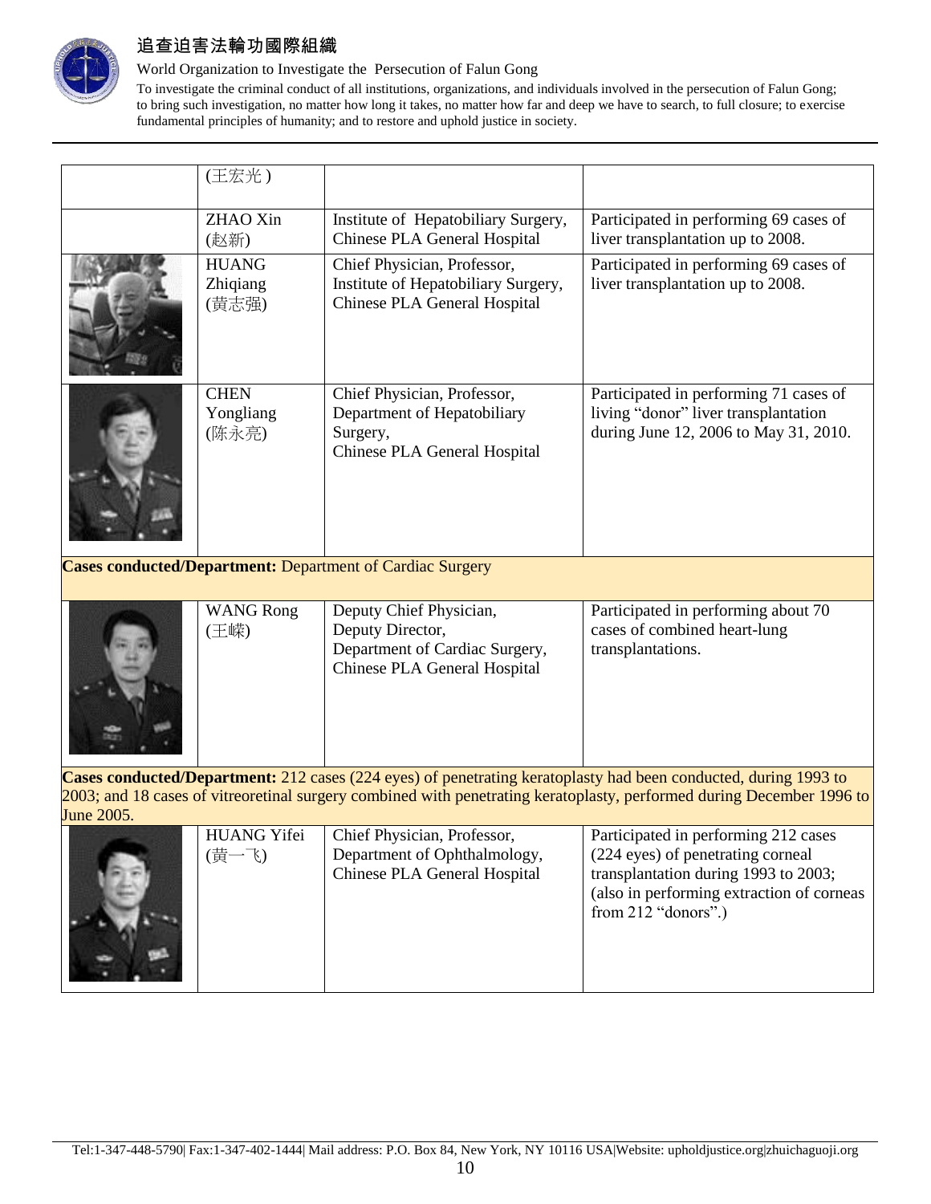| | | | |
|---|---|---|---|
| | (王宏光) | | |
| | ZHAO Xin (赵新) | Institute of Hepatobiliary Surgery, Chinese PLA General Hospital | Participated in performing 69 cases of liver transplantation up to 2008. |
| | HUANG Zhiqiang (黄志强) | Chief Physician, Professor, Institute of Hepatobiliary Surgery, Chinese PLA General Hospital | Participated in performing 69 cases of liver transplantation up to 2008. |
| | CHEN Yongliang (陈永亮) | Chief Physician, Professor, Department of Hepatobiliary Surgery, Chinese PLA General Hospital | Participated in performing 71 cases of living "donor" liver transplantation during June 12, 2006 to May 31, 2010. |
| **Cases conducted/Department:** Department of Cardiac Surgery | | | |
| | WANG Rong (王嵘) | Deputy Chief Physician, Deputy Director, Department of Cardiac Surgery, Chinese PLA General Hospital | Participated in performing about 70 cases of combined heart-lung transplantations. |
| **Cases conducted/Department:** 212 cases (224 eyes) of penetrating keratoplasty had been conducted, during 1993 to 2003; and 18 cases of vitreoretinal surgery combined with penetrating keratoplasty, performed during December 1996 to June 2005. | | | |
| | HUANG Yifei (黄一飞) | Chief Physician, Professor, Department of Ophthalmology, Chinese PLA General Hospital | Participated in performing 212 cases (224 eyes) of penetrating corneal transplantation during 1993 to 2003; (also in performing extraction of corneas from 212 "donors".) |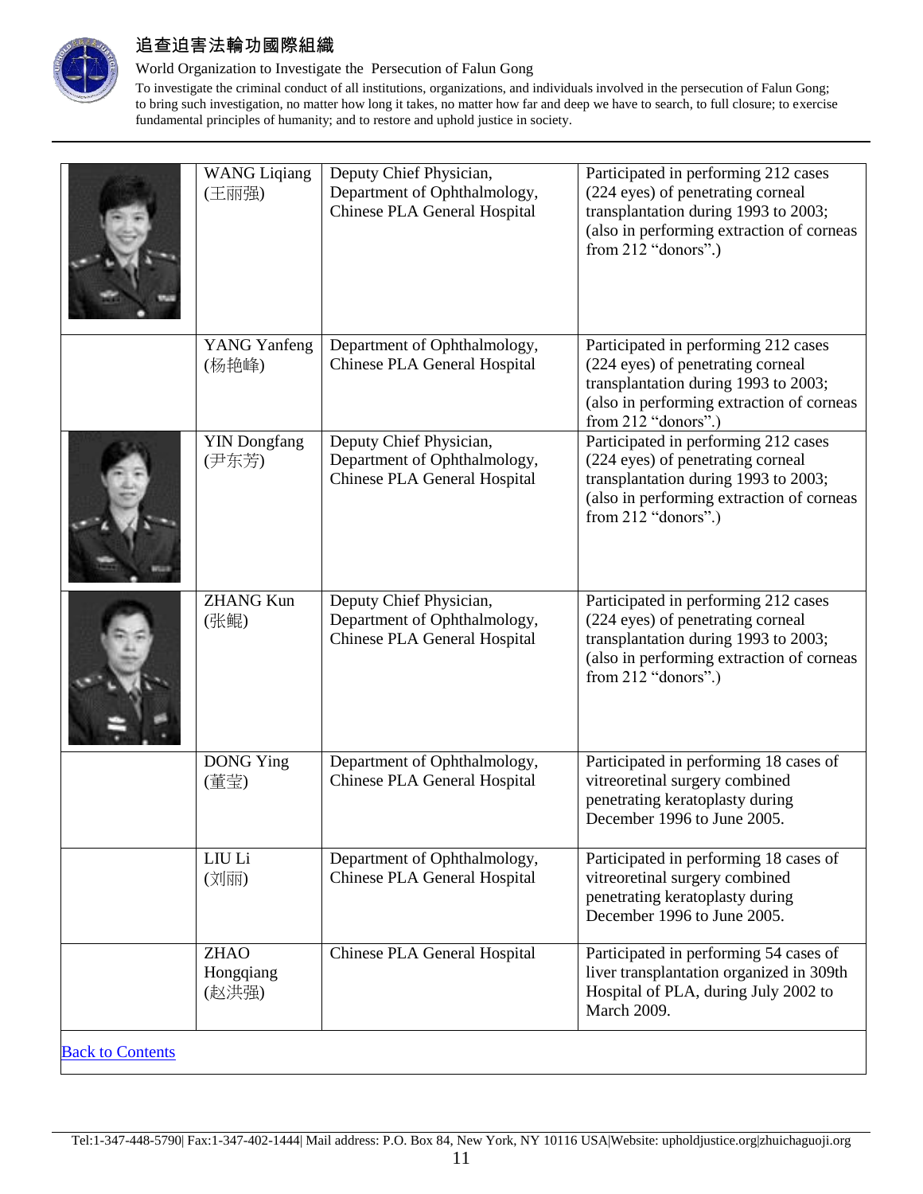|  | WANG Liqiang (王丽强) | Deputy Chief Physician, Department of Ophthalmology, Chinese PLA General Hospital | Participated in performing 212 cases (224 eyes) of penetrating corneal transplantation during 1993 to 2003; (also in performing extraction of corneas from 212 "donors".) |
|---|---|---|---|
|  | YANG Yanfeng (杨艳峰) | Department of Ophthalmology, Chinese PLA General Hospital | Participated in performing 212 cases (224 eyes) of penetrating corneal transplantation during 1993 to 2003; (also in performing extraction of corneas from 212 "donors".) |
|  | YIN Dongfang (尹东芳) | Deputy Chief Physician, Department of Ophthalmology, Chinese PLA General Hospital | Participated in performing 212 cases (224 eyes) of penetrating corneal transplantation during 1993 to 2003; (also in performing extraction of corneas from 212 "donors".) |
|  | ZHANG Kun (张鲲) | Deputy Chief Physician, Department of Ophthalmology, Chinese PLA General Hospital | Participated in performing 212 cases (224 eyes) of penetrating corneal transplantation during 1993 to 2003; (also in performing extraction of corneas from 212 "donors".) |
|  | DONG Ying (董莹) | Department of Ophthalmology, Chinese PLA General Hospital | Participated in performing 18 cases of vitreoretinal surgery combined penetrating keratoplasty during December 1996 to June 2005. |
|  | LIU Li (刘丽) | Department of Ophthalmology, Chinese PLA General Hospital | Participated in performing 18 cases of vitreoretinal surgery combined penetrating keratoplasty during December 1996 to June 2005. |
|  | ZHAO Hongqiang (赵洪强) | Chinese PLA General Hospital | Participated in performing 54 cases of liver transplantation organized in 309th Hospital of PLA, during July 2002 to March 2009. |

[Back to Contents]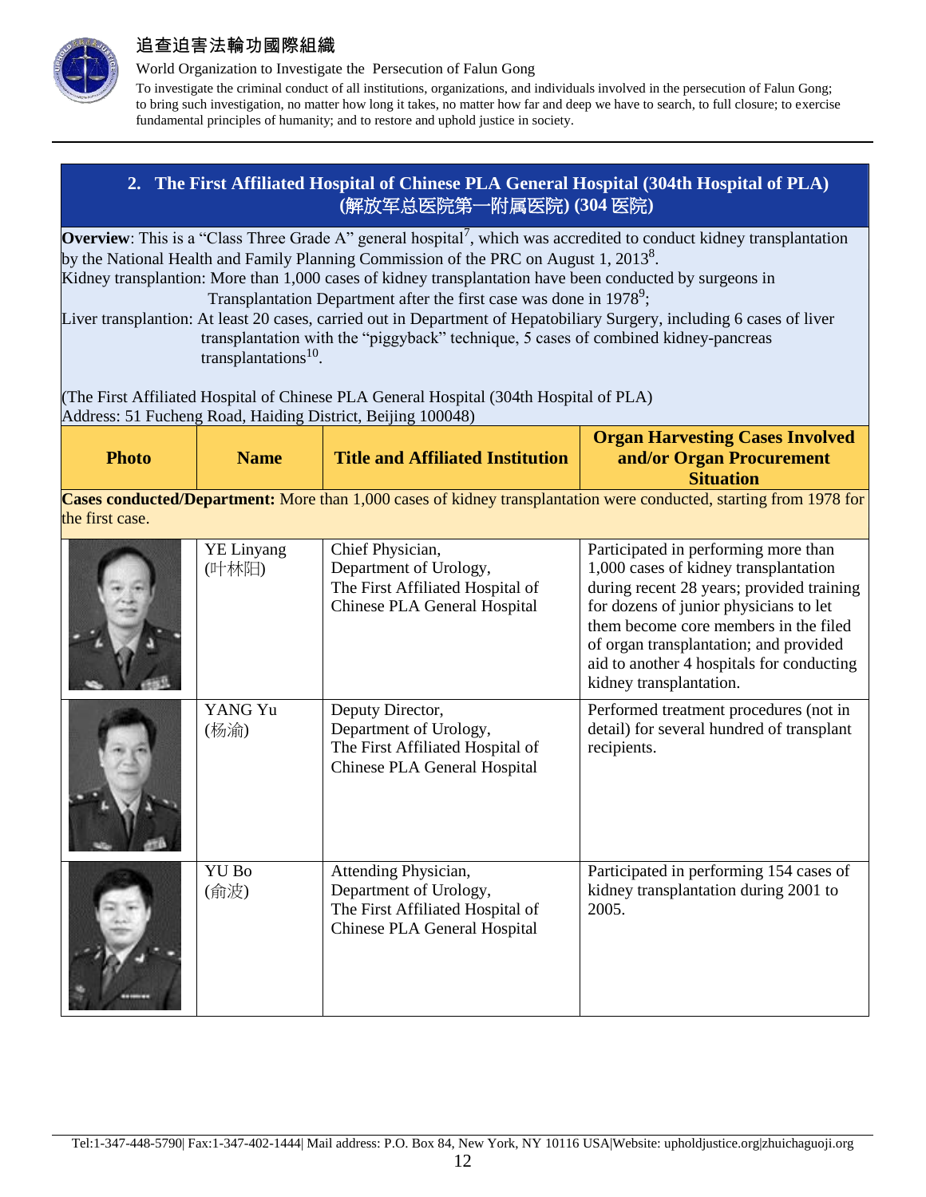## 2. The First Affiliated Hospital of Chinese PLA General Hospital (304th Hospital of PLA) (解放军总医院第一附属医院) (304 医院)

**Overview**: This is a "Class Three Grade A" general hospital[7], which was accredited to conduct kidney transplantation by the National Health and Family Planning Commission of the PRC on August 1, 2013[8].

Kidney transplantion: More than 1,000 cases of kidney transplantation have been conducted by surgeons in Transplantation Department after the first case was done in 1978[9];

Liver transplantion: At least 20 cases, carried out in Department of Hepatobiliary Surgery, including 6 cases of liver transplantation with the "piggyback" technique, 5 cases of combined kidney-pancreas transplantations[10].

(The First Affiliated Hospital of Chinese PLA General Hospital (304th Hospital of PLA)
Address: 51 Fucheng Road, Haiding District, Beijing 100048)

| Photo | Name | Title and Affiliated Institution | Organ Harvesting Cases Involved and/or Organ Procurement Situation |
|---|---|---|---|
| **Cases conducted/Department:** More than 1,000 cases of kidney transplantation were conducted, starting from 1978 for the first case. | | | |
| | YE Linyang (叶林阳) | Chief Physician, Department of Urology, The First Affiliated Hospital of Chinese PLA General Hospital | Participated in performing more than 1,000 cases of kidney transplantation during recent 28 years; provided training for dozens of junior physicians to let them become core members in the filed of organ transplantation; and provided aid to another 4 hospitals for conducting kidney transplantation. |
| | YANG Yu (杨渝) | Deputy Director, Department of Urology, The First Affiliated Hospital of Chinese PLA General Hospital | Performed treatment procedures (not in detail) for several hundred of transplant recipients. |
| | YU Bo (俞波) | Attending Physician, Department of Urology, The First Affiliated Hospital of Chinese PLA General Hospital | Participated in performing 154 cases of kidney transplantation during 2001 to 2005. |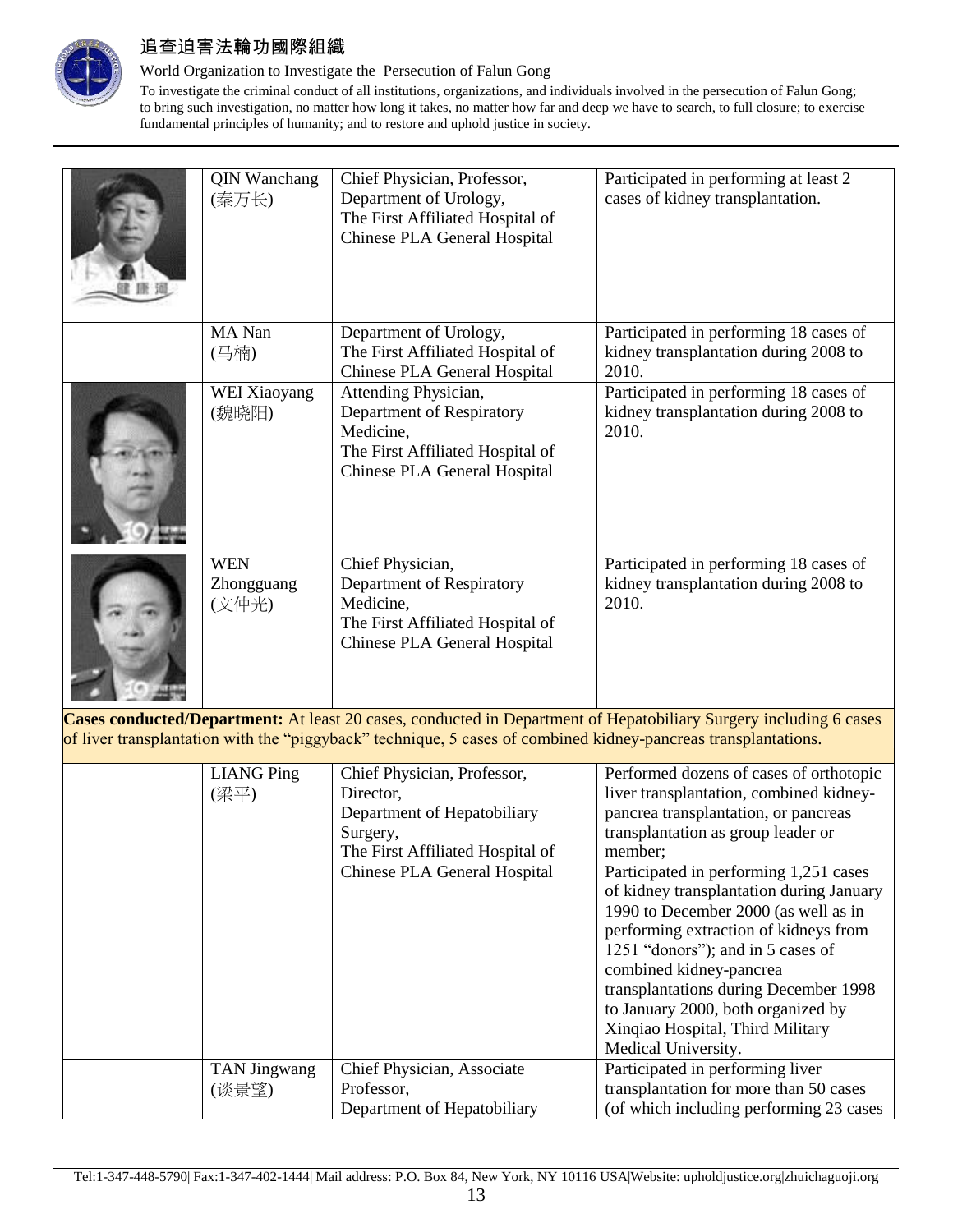| | Name | Position | Involvement |
|---|---|---|---|
| | QIN Wanchang (秦万长) | Chief Physician, Professor, Department of Urology, The First Affiliated Hospital of Chinese PLA General Hospital | Participated in performing at least 2 cases of kidney transplantation. |
| | MA Nan (马楠) | Department of Urology, The First Affiliated Hospital of Chinese PLA General Hospital | Participated in performing 18 cases of kidney transplantation during 2008 to 2010. |
| | WEI Xiaoyang (魏晓阳) | Attending Physician, Department of Respiratory Medicine, The First Affiliated Hospital of Chinese PLA General Hospital | Participated in performing 18 cases of kidney transplantation during 2008 to 2010. |
| | WEN Zhongguang (文仲光) | Chief Physician, Department of Respiratory Medicine, The First Affiliated Hospital of Chinese PLA General Hospital | Participated in performing 18 cases of kidney transplantation during 2008 to 2010. |

**Cases conducted/Department:** At least 20 cases, conducted in Department of Hepatobiliary Surgery including 6 cases of liver transplantation with the "piggyback" technique, 5 cases of combined kidney-pancreas transplantations.

| | Name | Position | Involvement |
|---|---|---|---|
| | LIANG Ping (梁平) | Chief Physician, Professor, Director, Department of Hepatobiliary Surgery, The First Affiliated Hospital of Chinese PLA General Hospital | Performed dozens of cases of orthotopic liver transplantation, combined kidney-pancrea transplantation, or pancreas transplantation as group leader or member;<br>Participated in performing 1,251 cases of kidney transplantation during January 1990 to December 2000 (as well as in performing extraction of kidneys from 1251 "donors"); and in 5 cases of combined kidney-pancrea transplantations during December 1998 to January 2000, both organized by Xinqiao Hospital, Third Military Medical University. |
| | TAN Jingwang (谈景望) | Chief Physician, Associate Professor, Department of Hepatobiliary | Participated in performing liver transplantation for more than 50 cases (of which including performing 23 cases |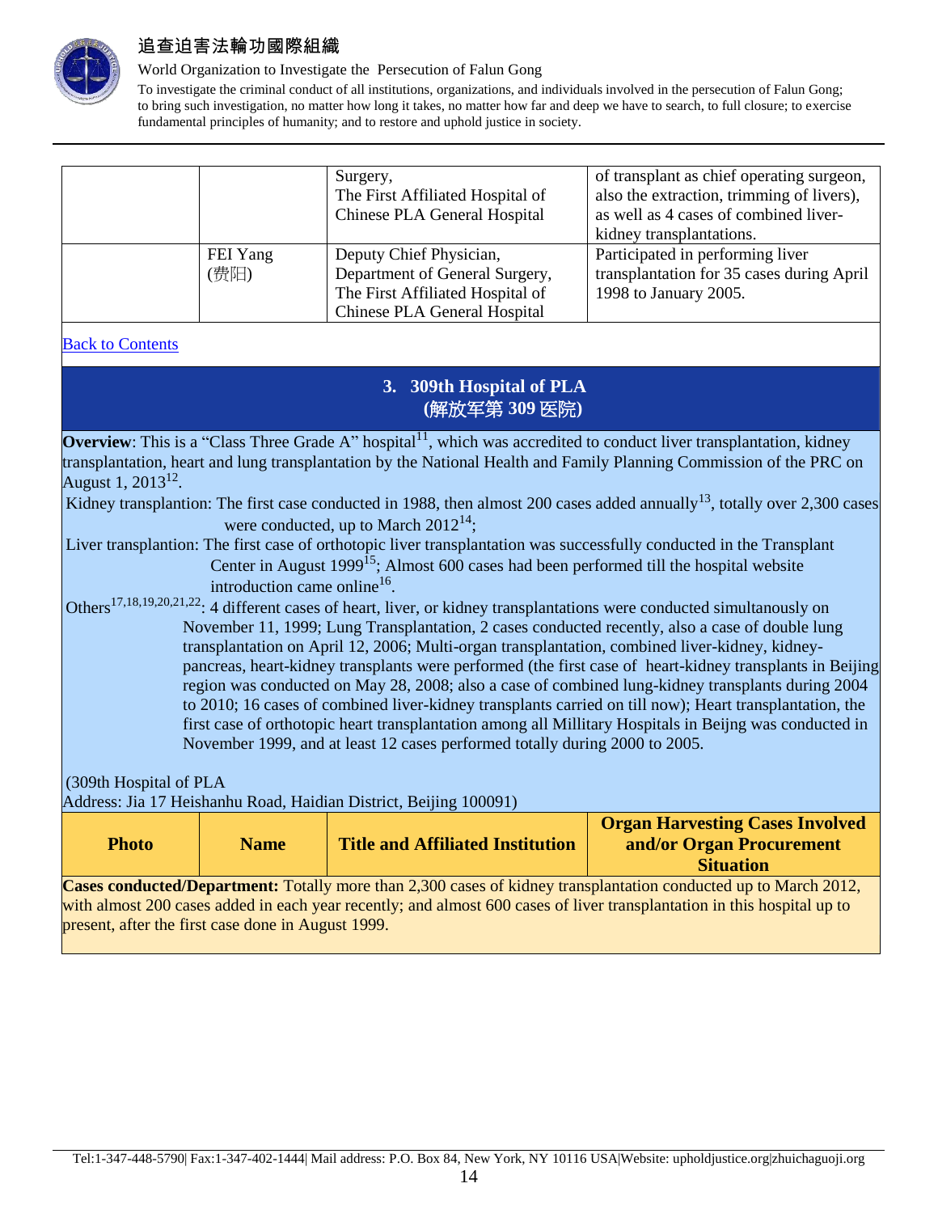| | | | |
|---|---|---|---|
| | | Surgery, The First Affiliated Hospital of Chinese PLA General Hospital | of transplant as chief operating surgeon, also the extraction, trimming of livers), as well as 4 cases of combined liver-kidney transplantations. |
| | FEI Yang (费阳) | Deputy Chief Physician, Department of General Surgery, The First Affiliated Hospital of Chinese PLA General Hospital | Participated in performing liver transplantation for 35 cases during April 1998 to January 2005. |

[Back to Contents]

## 3. 309th Hospital of PLA (解放军第 309 医院)

**Overview**: This is a "Class Three Grade A" hospital[11], which was accredited to conduct liver transplantation, kidney transplantation, heart and lung transplantation by the National Health and Family Planning Commission of the PRC on August 1, 2013[12].

Kidney transplantion: The first case conducted in 1988, then almost 200 cases added annually[13], totally over 2,300 cases were conducted, up to March 2012[14];

Liver transplantion: The first case of orthotopic liver transplantation was successfully conducted in the Transplant Center in August 1999[15]; Almost 600 cases had been performed till the hospital website introduction came online[16].

Others[17,18,19,20,21,22]: 4 different cases of heart, liver, or kidney transplantations were conducted simultanously on November 11, 1999; Lung Transplantation, 2 cases conducted recently, also a case of double lung transplantation on April 12, 2006; Multi-organ transplantation, combined liver-kidney, kidney-pancreas, heart-kidney transplants were performed (the first case of heart-kidney transplants in Beijing region was conducted on May 28, 2008; also a case of combined lung-kidney transplants during 2004 to 2010; 16 cases of combined liver-kidney transplants carried on till now); Heart transplantation, the first case of orthotopic heart transplantation among all Millitary Hospitals in Beijng was conducted in November 1999, and at least 12 cases performed totally during 2000 to 2005.

(309th Hospital of PLA
Address: Jia 17 Heishanhu Road, Haidian District, Beijing 100091)

| Photo | Name | Title and Affiliated Institution | Organ Harvesting Cases Involved and/or Organ Procurement Situation |
|---|---|---|---|
| **Cases conducted/Department:** Totally more than 2,300 cases of kidney transplantation conducted up to March 2012, with almost 200 cases added in each year recently; and almost 600 cases of liver transplantation in this hospital up to present, after the first case done in August 1999. | | | |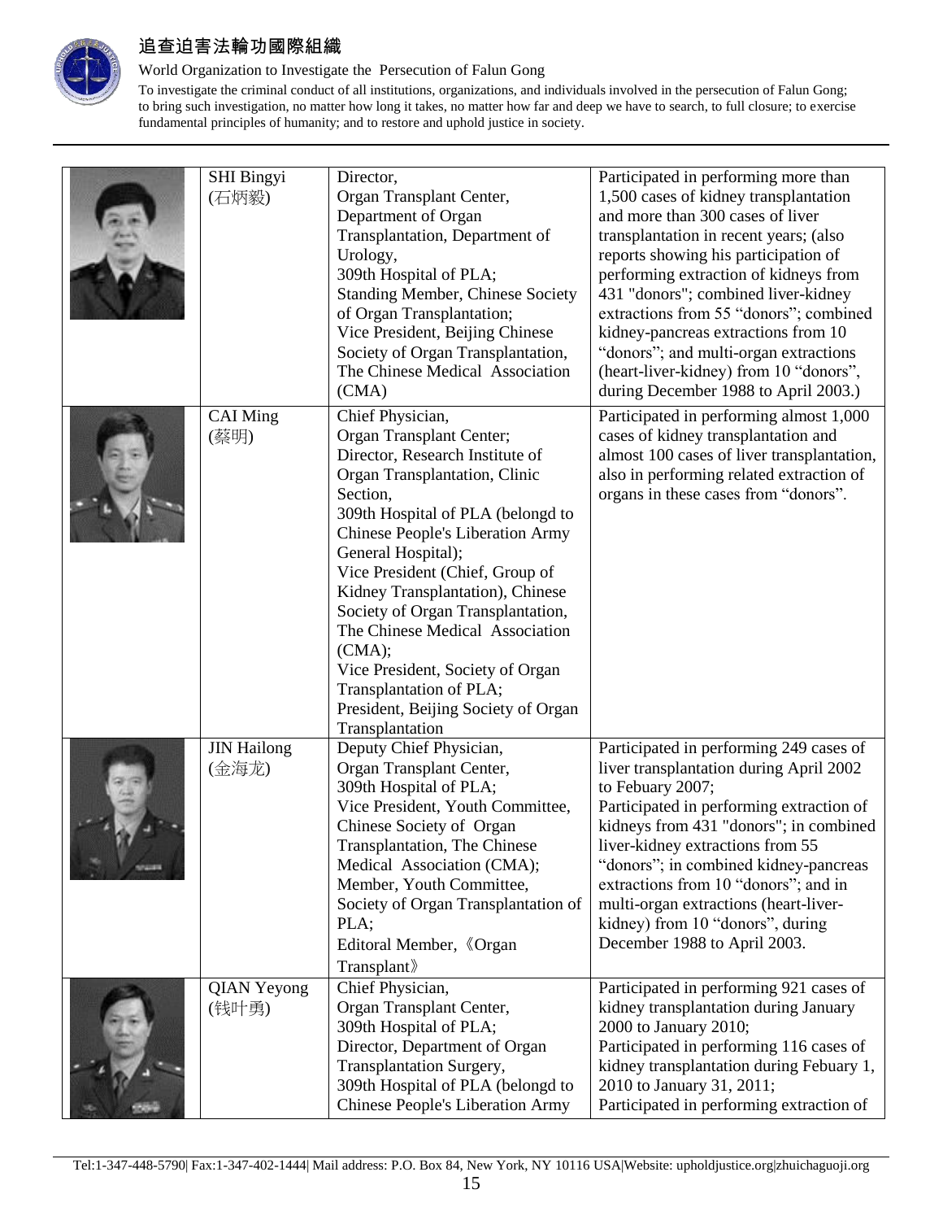| | | | |
|---|---|---|---|
| | SHI Bingyi (石炳毅) | Director, Organ Transplant Center, Department of Organ Transplantation, Department of Urology, 309th Hospital of PLA; Standing Member, Chinese Society of Organ Transplantation; Vice President, Beijing Chinese Society of Organ Transplantation, The Chinese Medical Association (CMA) | Participated in performing more than 1,500 cases of kidney transplantation and more than 300 cases of liver transplantation in recent years; (also reports showing his participation of performing extraction of kidneys from 431 "donors"; combined liver-kidney extractions from 55 "donors"; combined kidney-pancreas extractions from 10 "donors"; and multi-organ extractions (heart-liver-kidney) from 10 "donors", during December 1988 to April 2003.) |
| | CAI Ming (蔡明) | Chief Physician, Organ Transplant Center; Director, Research Institute of Organ Transplantation, Clinic Section, 309th Hospital of PLA (belongd to Chinese People's Liberation Army General Hospital); Vice President (Chief, Group of Kidney Transplantation), Chinese Society of Organ Transplantation, The Chinese Medical Association (CMA); Vice President, Society of Organ Transplantation of PLA; President, Beijing Society of Organ Transplantation | Participated in performing almost 1,000 cases of kidney transplantation and almost 100 cases of liver transplantation, also in performing related extraction of organs in these cases from "donors". |
| | JIN Hailong (金海龙) | Deputy Chief Physician, Organ Transplant Center, 309th Hospital of PLA; Vice President, Youth Committee, Chinese Society of Organ Transplantation, The Chinese Medical Association (CMA); Member, Youth Committee, Society of Organ Transplantation of PLA; Editoral Member, 《Organ Transplant》 | Participated in performing 249 cases of liver transplantation during April 2002 to Febuary 2007; Participated in performing extraction of kidneys from 431 "donors"; in combined liver-kidney extractions from 55 "donors"; in combined kidney-pancreas extractions from 10 "donors"; and in multi-organ extractions (heart-liver-kidney) from 10 "donors", during December 1988 to April 2003. |
| | QIAN Yeyong (钱叶勇) | Chief Physician, Organ Transplant Center, 309th Hospital of PLA; Director, Department of Organ Transplantation Surgery, 309th Hospital of PLA (belongd to Chinese People's Liberation Army | Participated in performing 921 cases of kidney transplantation during January 2000 to January 2010; Participated in performing 116 cases of kidney transplantation during Febuary 1, 2010 to January 31, 2011; Participated in performing extraction of |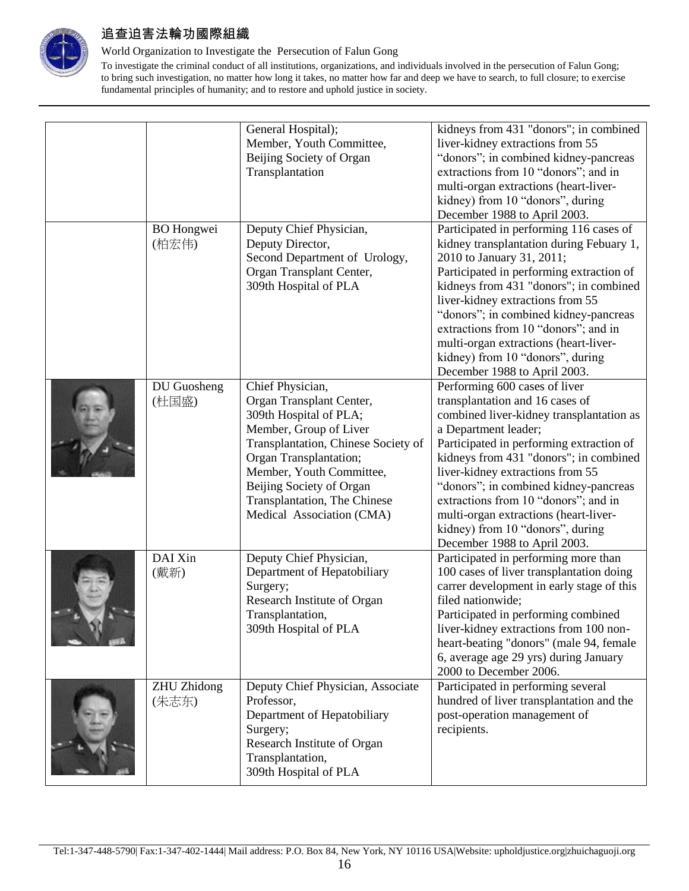| | | | |
|---|---|---|---|
| | | General Hospital);<br>Member, Youth Committee, Beijing Society of Organ Transplantation | kidneys from 431 "donors"; in combined liver-kidney extractions from 55 “donors”; in combined kidney-pancreas extractions from 10 “donors”; and in multi-organ extractions (heart-liver-kidney) from 10 “donors”, during December 1988 to April 2003. |
| | BO Hongwei (柏宏伟) | Deputy Chief Physician,<br>Deputy Director,<br>Second Department of Urology,<br>Organ Transplant Center,<br>309th Hospital of PLA | Participated in performing 116 cases of kidney transplantation during Febuary 1, 2010 to January 31, 2011;<br>Participated in performing extraction of kidneys from 431 "donors"; in combined liver-kidney extractions from 55 “donors”; in combined kidney-pancreas extractions from 10 “donors”; and in multi-organ extractions (heart-liver-kidney) from 10 “donors”, during December 1988 to April 2003. |
| | DU Guosheng (杜国盛) | Chief Physician,<br>Organ Transplant Center,<br>309th Hospital of PLA;<br>Member, Group of Liver Transplantation, Chinese Society of Organ Transplantation;<br>Member, Youth Committee, Beijing Society of Organ Transplantation, The Chinese Medical Association (CMA) | Performing 600 cases of liver transplantation and 16 cases of combined liver-kidney transplantation as a Department leader;<br>Participated in performing extraction of kidneys from 431 "donors"; in combined liver-kidney extractions from 55 “donors”; in combined kidney-pancreas extractions from 10 “donors”; and in multi-organ extractions (heart-liver-kidney) from 10 “donors”, during December 1988 to April 2003. |
| | DAI Xin (戴新) | Deputy Chief Physician,<br>Department of Hepatobiliary Surgery;<br>Research Institute of Organ Transplantation,<br>309th Hospital of PLA | Participated in performing more than 100 cases of liver transplantation doing carrer development in early stage of this filed nationwide;<br>Participated in performing combined liver-kidney extractions from 100 non-heart-beating "donors" (male 94, female 6, average age 29 yrs) during January 2000 to December 2006. |
| | ZHU Zhidong (朱志东) | Deputy Chief Physician, Associate Professor,<br>Department of Hepatobiliary Surgery;<br>Research Institute of Organ Transplantation,<br>309th Hospital of PLA | Participated in performing several hundred of liver transplantation and the post-operation management of recipients. |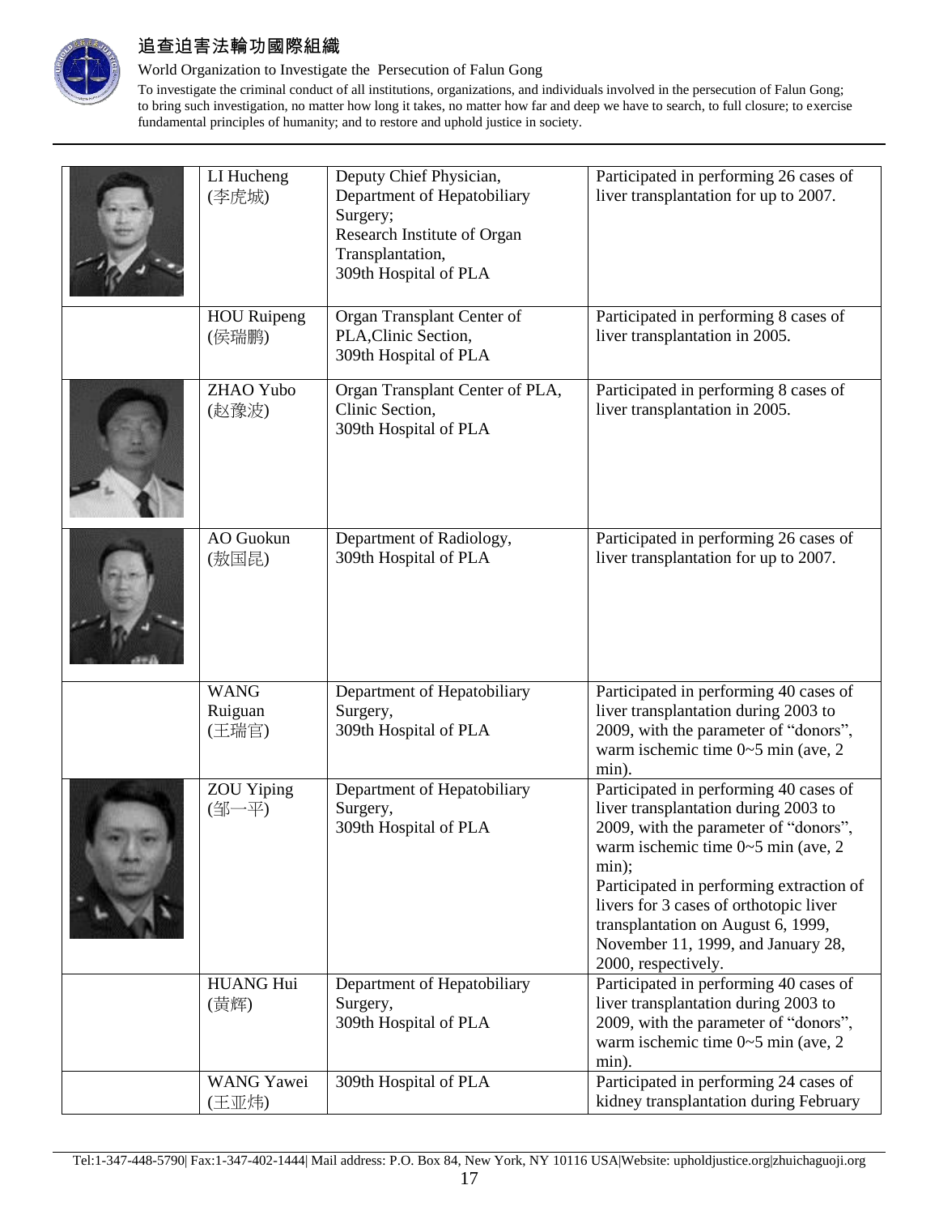| | LI Hucheng (李虎城) | Deputy Chief Physician, Department of Hepatobiliary Surgery; Research Institute of Organ Transplantation, 309th Hospital of PLA | Participated in performing 26 cases of liver transplantation for up to 2007. |
|---|---|---|---|
| | HOU Ruipeng (侯瑞鹏) | Organ Transplant Center of PLA,Clinic Section, 309th Hospital of PLA | Participated in performing 8 cases of liver transplantation in 2005. |
| | ZHAO Yubo (赵豫波) | Organ Transplant Center of PLA, Clinic Section, 309th Hospital of PLA | Participated in performing 8 cases of liver transplantation in 2005. |
| | AO Guokun (敖国昆) | Department of Radiology, 309th Hospital of PLA | Participated in performing 26 cases of liver transplantation for up to 2007. |
| | WANG Ruiguan (王瑞官) | Department of Hepatobiliary Surgery, 309th Hospital of PLA | Participated in performing 40 cases of liver transplantation during 2003 to 2009, with the parameter of "donors", warm ischemic time 0~5 min (ave, 2 min). |
| | ZOU Yiping (邹一平) | Department of Hepatobiliary Surgery, 309th Hospital of PLA | Participated in performing 40 cases of liver transplantation during 2003 to 2009, with the parameter of "donors", warm ischemic time 0~5 min (ave, 2 min); Participated in performing extraction of livers for 3 cases of orthotopic liver transplantation on August 6, 1999, November 11, 1999, and January 28, 2000, respectively. |
| | HUANG Hui (黄辉) | Department of Hepatobiliary Surgery, 309th Hospital of PLA | Participated in performing 40 cases of liver transplantation during 2003 to 2009, with the parameter of "donors", warm ischemic time 0~5 min (ave, 2 min). |
| | WANG Yawei (王亚炜) | 309th Hospital of PLA | Participated in performing 24 cases of kidney transplantation during February |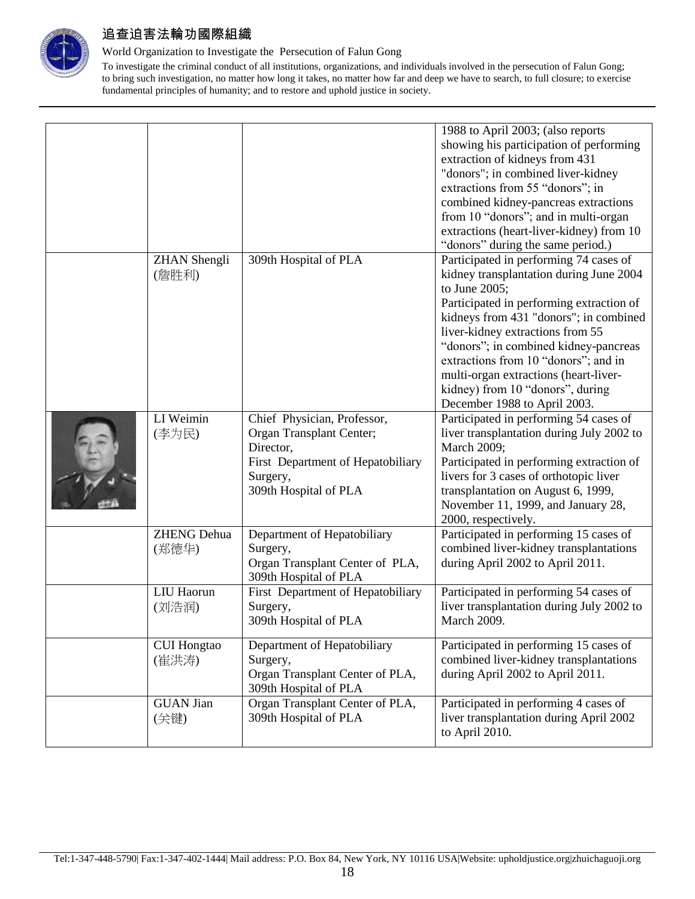| | | | |
|---|---|---|---|
| | | | 1988 to April 2003; (also reports showing his participation of performing extraction of kidneys from 431 "donors"; in combined liver-kidney extractions from 55 "donors"; in combined kidney-pancreas extractions from 10 "donors"; and in multi-organ extractions (heart-liver-kidney) from 10 "donors" during the same period.) |
| | ZHAN Shengli (詹胜利) | 309th Hospital of PLA | Participated in performing 74 cases of kidney transplantation during June 2004 to June 2005; Participated in performing extraction of kidneys from 431 "donors"; in combined liver-kidney extractions from 55 "donors"; in combined kidney-pancreas extractions from 10 "donors"; and in multi-organ extractions (heart-liver-kidney) from 10 "donors", during December 1988 to April 2003. |
| | LI Weimin (李为民) | Chief Physician, Professor, Organ Transplant Center; Director, First Department of Hepatobiliary Surgery, 309th Hospital of PLA | Participated in performing 54 cases of liver transplantation during July 2002 to March 2009; Participated in performing extraction of livers for 3 cases of orthotopic liver transplantation on August 6, 1999, November 11, 1999, and January 28, 2000, respectively. |
| | ZHENG Dehua (郑德华) | Department of Hepatobiliary Surgery, Organ Transplant Center of PLA, 309th Hospital of PLA | Participated in performing 15 cases of combined liver-kidney transplantations during April 2002 to April 2011. |
| | LIU Haorun (刘浩润) | First Department of Hepatobiliary Surgery, 309th Hospital of PLA | Participated in performing 54 cases of liver transplantation during July 2002 to March 2009. |
| | CUI Hongtao (崔洪涛) | Department of Hepatobiliary Surgery, Organ Transplant Center of PLA, 309th Hospital of PLA | Participated in performing 15 cases of combined liver-kidney transplantations during April 2002 to April 2011. |
| | GUAN Jian (关键) | Organ Transplant Center of PLA, 309th Hospital of PLA | Participated in performing 4 cases of liver transplantation during April 2002 to April 2010. |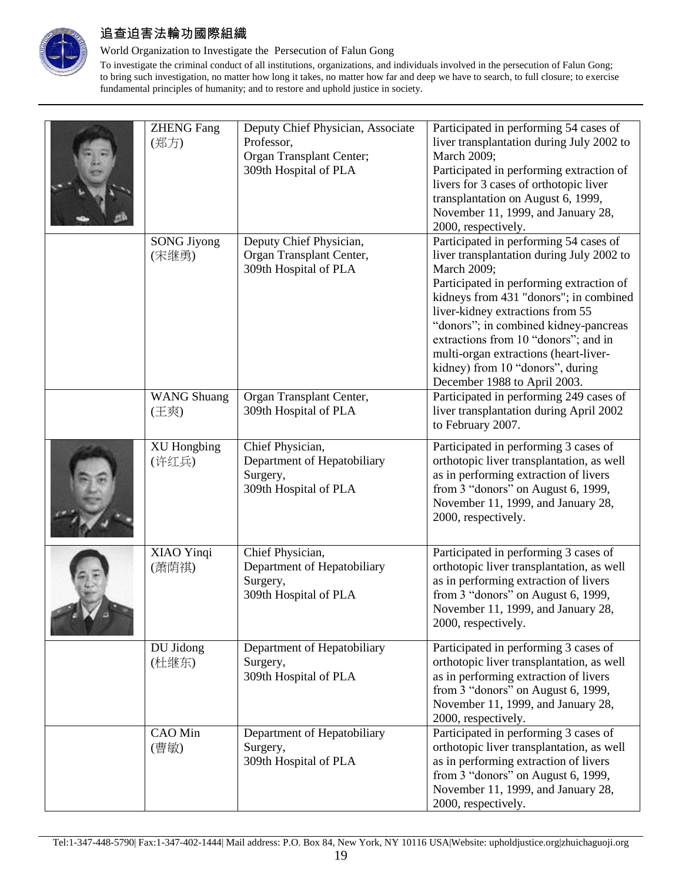| | ZHENG Fang (郑方) | Deputy Chief Physician, Associate Professor, Organ Transplant Center; 309th Hospital of PLA | Participated in performing 54 cases of liver transplantation during July 2002 to March 2009; Participated in performing extraction of livers for 3 cases of orthotopic liver transplantation on August 6, 1999, November 11, 1999, and January 28, 2000, respectively. |
|---|---|---|---|
| | SONG Jiyong (宋继勇) | Deputy Chief Physician, Organ Transplant Center, 309th Hospital of PLA | Participated in performing 54 cases of liver transplantation during July 2002 to March 2009; Participated in performing extraction of kidneys from 431 "donors"; in combined liver-kidney extractions from 55 "donors"; in combined kidney-pancreas extractions from 10 "donors"; and in multi-organ extractions (heart-liver-kidney) from 10 "donors", during December 1988 to April 2003. |
| | WANG Shuang (王爽) | Organ Transplant Center, 309th Hospital of PLA | Participated in performing 249 cases of liver transplantation during April 2002 to February 2007. |
| | XU Hongbing (许红兵) | Chief Physician, Department of Hepatobiliary Surgery, 309th Hospital of PLA | Participated in performing 3 cases of orthotopic liver transplantation, as well as in performing extraction of livers from 3 "donors" on August 6, 1999, November 11, 1999, and January 28, 2000, respectively. |
| | XIAO Yinqi (萧荫祺) | Chief Physician, Department of Hepatobiliary Surgery, 309th Hospital of PLA | Participated in performing 3 cases of orthotopic liver transplantation, as well as in performing extraction of livers from 3 "donors" on August 6, 1999, November 11, 1999, and January 28, 2000, respectively. |
| | DU Jidong (杜继东) | Department of Hepatobiliary Surgery, 309th Hospital of PLA | Participated in performing 3 cases of orthotopic liver transplantation, as well as in performing extraction of livers from 3 "donors" on August 6, 1999, November 11, 1999, and January 28, 2000, respectively. |
| | CAO Min (曹敏) | Department of Hepatobiliary Surgery, 309th Hospital of PLA | Participated in performing 3 cases of orthotopic liver transplantation, as well as in performing extraction of livers from 3 "donors" on August 6, 1999, November 11, 1999, and January 28, 2000, respectively. |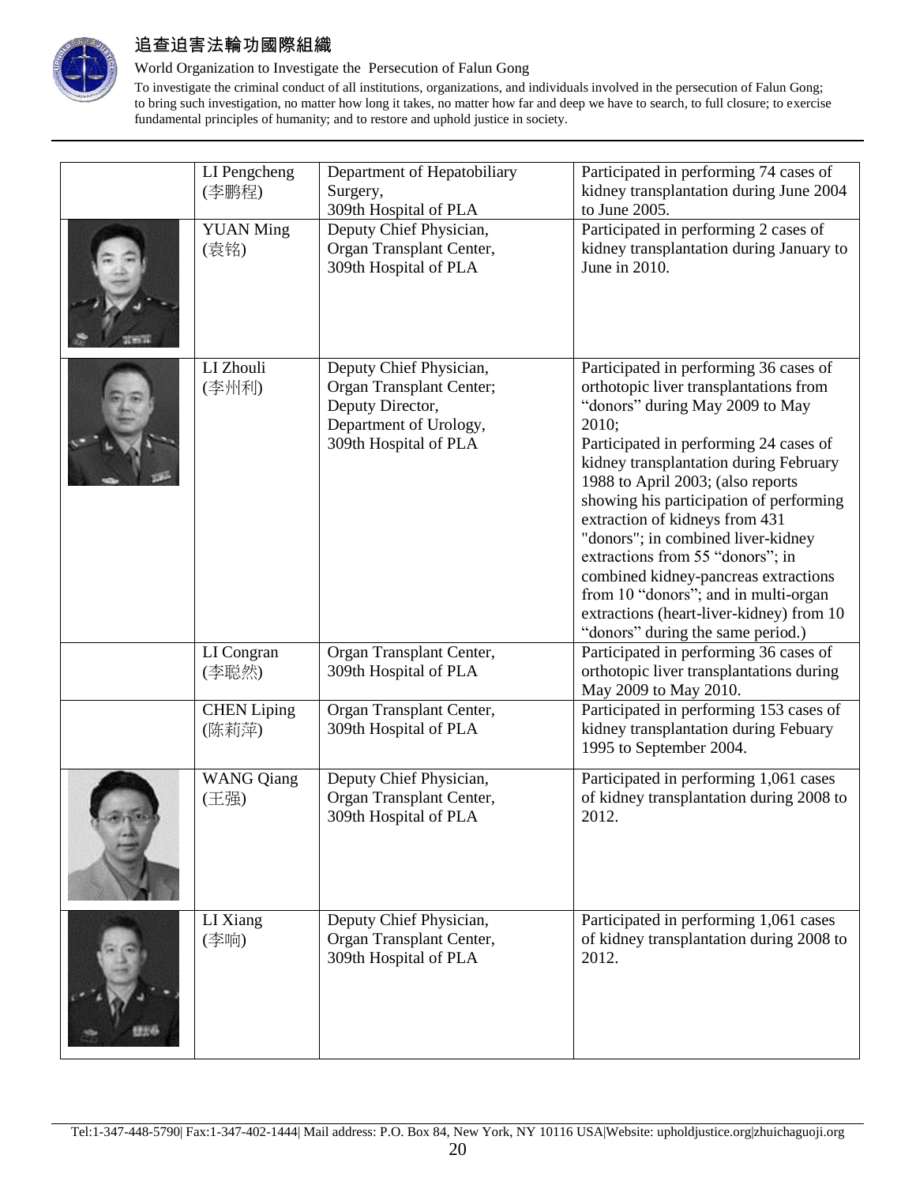|  |  |  |  |
|---|---|---|---|
|  | LI Pengcheng (李鹏程) | Department of Hepatobiliary Surgery, 309th Hospital of PLA | Participated in performing 74 cases of kidney transplantation during June 2004 to June 2005. |
|  | YUAN Ming (袁铭) | Deputy Chief Physician, Organ Transplant Center, 309th Hospital of PLA | Participated in performing 2 cases of kidney transplantation during January to June in 2010. |
|  | LI Zhouli (李州利) | Deputy Chief Physician, Organ Transplant Center; Deputy Director, Department of Urology, 309th Hospital of PLA | Participated in performing 36 cases of orthotopic liver transplantations from "donors" during May 2009 to May 2010; Participated in performing 24 cases of kidney transplantation during February 1988 to April 2003; (also reports showing his participation of performing extraction of kidneys from 431 "donors"; in combined liver-kidney extractions from 55 "donors"; in combined kidney-pancreas extractions from 10 "donors"; and in multi-organ extractions (heart-liver-kidney) from 10 "donors" during the same period.) |
|  | LI Congran (李聪然) | Organ Transplant Center, 309th Hospital of PLA | Participated in performing 36 cases of orthotopic liver transplantations during May 2009 to May 2010. |
|  | CHEN Liping (陈莉萍) | Organ Transplant Center, 309th Hospital of PLA | Participated in performing 153 cases of kidney transplantation during Febuary 1995 to September 2004. |
|  | WANG Qiang (王强) | Deputy Chief Physician, Organ Transplant Center, 309th Hospital of PLA | Participated in performing 1,061 cases of kidney transplantation during 2008 to 2012. |
|  | LI Xiang (李响) | Deputy Chief Physician, Organ Transplant Center, 309th Hospital of PLA | Participated in performing 1,061 cases of kidney transplantation during 2008 to 2012. |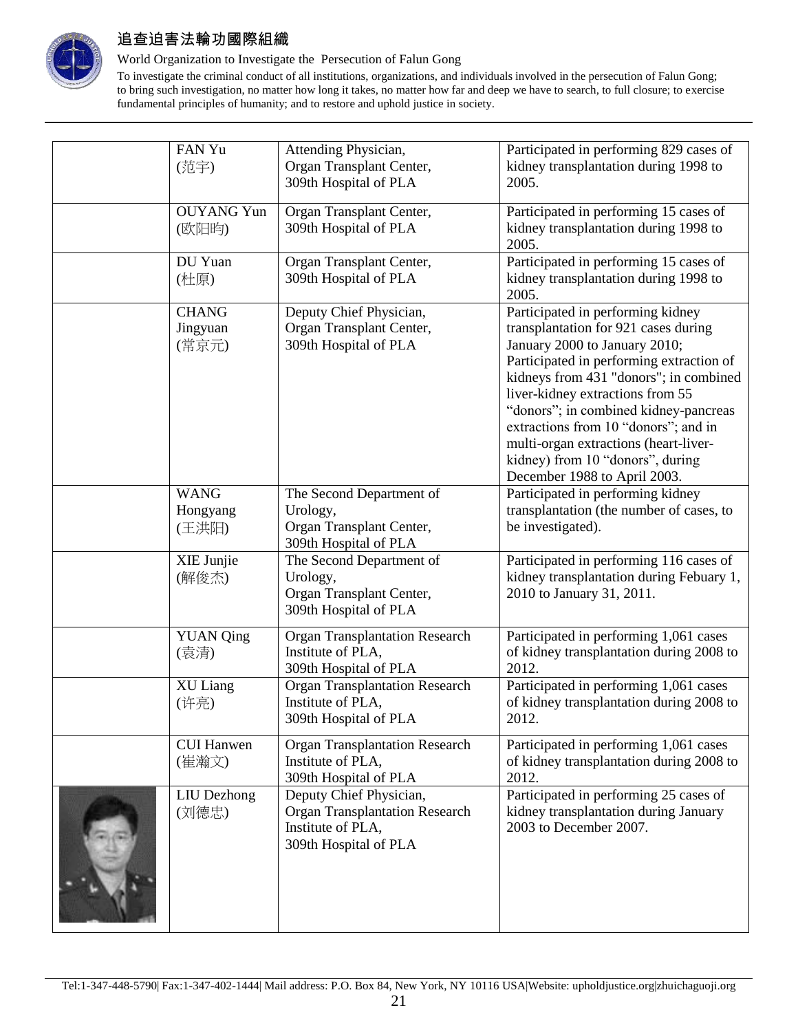| | | | |
|---|---|---|---|
| | FAN Yu (范宇) | Attending Physician, Organ Transplant Center, 309th Hospital of PLA | Participated in performing 829 cases of kidney transplantation during 1998 to 2005. |
| | OUYANG Yun (欧阳昀) | Organ Transplant Center, 309th Hospital of PLA | Participated in performing 15 cases of kidney transplantation during 1998 to 2005. |
| | DU Yuan (杜原) | Organ Transplant Center, 309th Hospital of PLA | Participated in performing 15 cases of kidney transplantation during 1998 to 2005. |
| | CHANG Jingyuan (常京元) | Deputy Chief Physician, Organ Transplant Center, 309th Hospital of PLA | Participated in performing kidney transplantation for 921 cases during January 2000 to January 2010; Participated in performing extraction of kidneys from 431 "donors"; in combined liver-kidney extractions from 55 "donors"; in combined kidney-pancreas extractions from 10 "donors"; and in multi-organ extractions (heart-liver-kidney) from 10 "donors", during December 1988 to April 2003. |
| | WANG Hongyang (王洪阳) | The Second Department of Urology, Organ Transplant Center, 309th Hospital of PLA | Participated in performing kidney transplantation (the number of cases, to be investigated). |
| | XIE Junjie (解俊杰) | The Second Department of Urology, Organ Transplant Center, 309th Hospital of PLA | Participated in performing 116 cases of kidney transplantation during Febuary 1, 2010 to January 31, 2011. |
| | YUAN Qing (袁清) | Organ Transplantation Research Institute of PLA, 309th Hospital of PLA | Participated in performing 1,061 cases of kidney transplantation during 2008 to 2012. |
| | XU Liang (许亮) | Organ Transplantation Research Institute of PLA, 309th Hospital of PLA | Participated in performing 1,061 cases of kidney transplantation during 2008 to 2012. |
| | CUI Hanwen (崔瀚文) | Organ Transplantation Research Institute of PLA, 309th Hospital of PLA | Participated in performing 1,061 cases of kidney transplantation during 2008 to 2012. |
| | LIU Dezhong (刘德忠) | Deputy Chief Physician, Organ Transplantation Research Institute of PLA, 309th Hospital of PLA | Participated in performing 25 cases of kidney transplantation during January 2003 to December 2007. |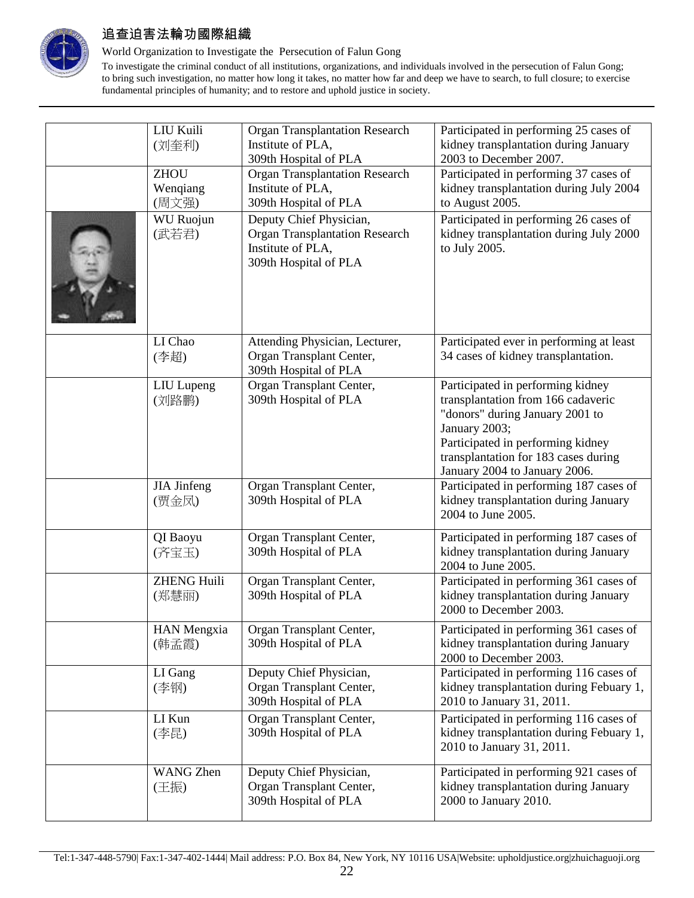| | | | |
|---|---|---|---|
| | LIU Kuili (刘奎利) | Organ Transplantation Research Institute of PLA, 309th Hospital of PLA | Participated in performing 25 cases of kidney transplantation during January 2003 to December 2007. |
| | ZHOU Wenqiang (周文强) | Organ Transplantation Research Institute of PLA, 309th Hospital of PLA | Participated in performing 37 cases of kidney transplantation during July 2004 to August 2005. |
| | WU Ruojun (武若君) | Deputy Chief Physician, Organ Transplantation Research Institute of PLA, 309th Hospital of PLA | Participated in performing 26 cases of kidney transplantation during July 2000 to July 2005. |
| | LI Chao (李超) | Attending Physician, Lecturer, Organ Transplant Center, 309th Hospital of PLA | Participated ever in performing at least 34 cases of kidney transplantation. |
| | LIU Lupeng (刘路鹏) | Organ Transplant Center, 309th Hospital of PLA | Participated in performing kidney transplantation from 166 cadaveric "donors" during January 2001 to January 2003; Participated in performing kidney transplantation for 183 cases during January 2004 to January 2006. |
| | JIA Jinfeng (贾金凤) | Organ Transplant Center, 309th Hospital of PLA | Participated in performing 187 cases of kidney transplantation during January 2004 to June 2005. |
| | QI Baoyu (齐宝玉) | Organ Transplant Center, 309th Hospital of PLA | Participated in performing 187 cases of kidney transplantation during January 2004 to June 2005. |
| | ZHENG Huili (郑慧丽) | Organ Transplant Center, 309th Hospital of PLA | Participated in performing 361 cases of kidney transplantation during January 2000 to December 2003. |
| | HAN Mengxia (韩孟霞) | Organ Transplant Center, 309th Hospital of PLA | Participated in performing 361 cases of kidney transplantation during January 2000 to December 2003. |
| | LI Gang (李钢) | Deputy Chief Physician, Organ Transplant Center, 309th Hospital of PLA | Participated in performing 116 cases of kidney transplantation during Febuary 1, 2010 to January 31, 2011. |
| | LI Kun (李昆) | Organ Transplant Center, 309th Hospital of PLA | Participated in performing 116 cases of kidney transplantation during Febuary 1, 2010 to January 31, 2011. |
| | WANG Zhen (王振) | Deputy Chief Physician, Organ Transplant Center, 309th Hospital of PLA | Participated in performing 921 cases of kidney transplantation during January 2000 to January 2010. |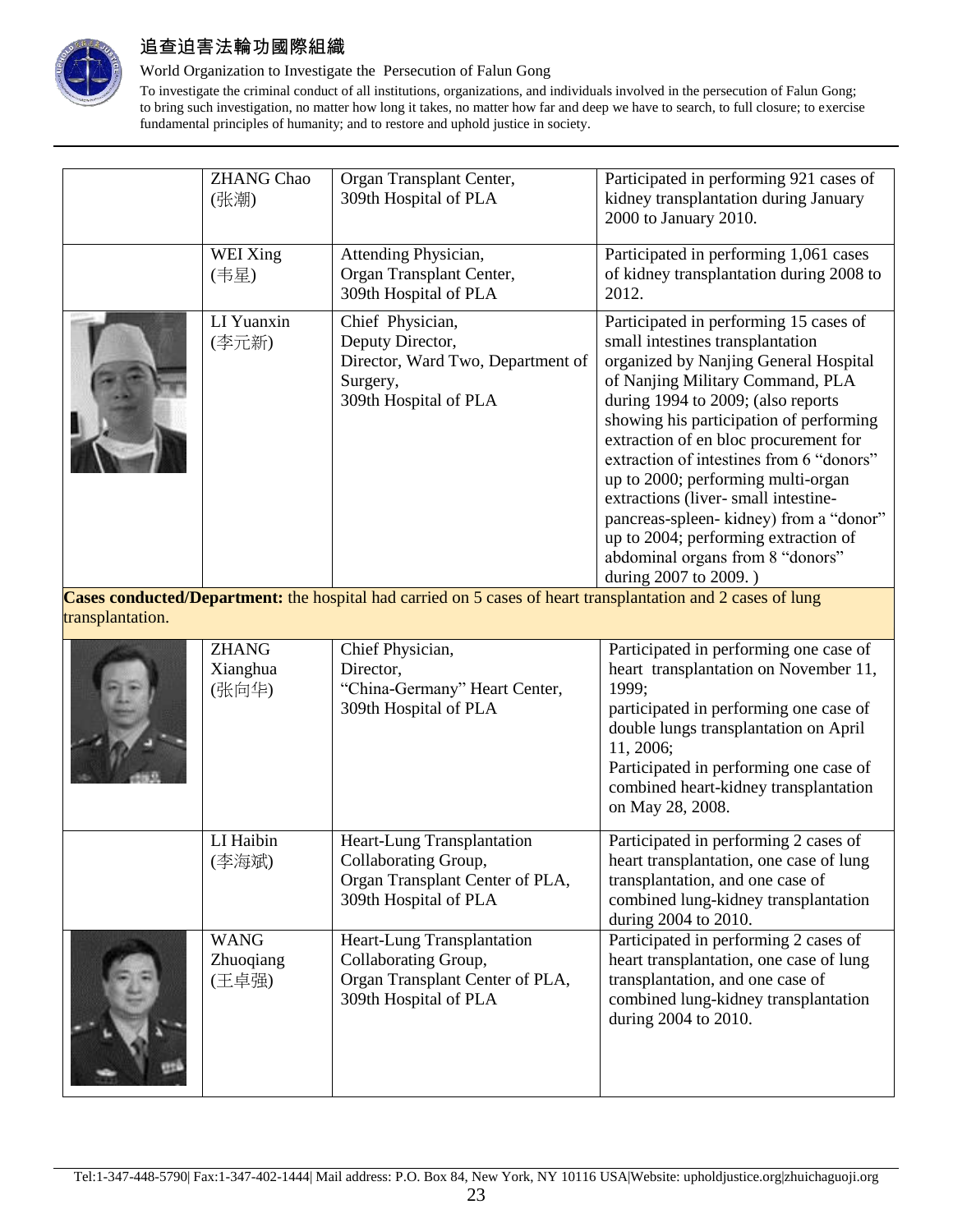| | | | |
|---|---|---|---|
| | ZHANG Chao (张潮) | Organ Transplant Center, 309th Hospital of PLA | Participated in performing 921 cases of kidney transplantation during January 2000 to January 2010. |
| | WEI Xing (韦星) | Attending Physician, Organ Transplant Center, 309th Hospital of PLA | Participated in performing 1,061 cases of kidney transplantation during 2008 to 2012. |
| | LI Yuanxin (李元新) | Chief Physician, Deputy Director, Director, Ward Two, Department of Surgery, 309th Hospital of PLA | Participated in performing 15 cases of small intestines transplantation organized by Nanjing General Hospital of Nanjing Military Command, PLA during 1994 to 2009; (also reports showing his participation of performing extraction of en bloc procurement for extraction of intestines from 6 "donors" up to 2000; performing multi-organ extractions (liver- small intestine-pancreas-spleen- kidney) from a "donor" up to 2004; performing extraction of abdominal organs from 8 "donors" during 2007 to 2009. ) |

**Cases conducted/Department:** the hospital had carried on 5 cases of heart transplantation and 2 cases of lung transplantation.

| | | | |
|---|---|---|---|
| | ZHANG Xianghua (张向华) | Chief Physician, Director, "China-Germany" Heart Center, 309th Hospital of PLA | Participated in performing one case of heart transplantation on November 11, 1999; participated in performing one case of double lungs transplantation on April 11, 2006; Participated in performing one case of combined heart-kidney transplantation on May 28, 2008. |
| | LI Haibin (李海斌) | Heart-Lung Transplantation Collaborating Group, Organ Transplant Center of PLA, 309th Hospital of PLA | Participated in performing 2 cases of heart transplantation, one case of lung transplantation, and one case of combined lung-kidney transplantation during 2004 to 2010. |
| | WANG Zhuoqiang (王卓强) | Heart-Lung Transplantation Collaborating Group, Organ Transplant Center of PLA, 309th Hospital of PLA | Participated in performing 2 cases of heart transplantation, one case of lung transplantation, and one case of combined lung-kidney transplantation during 2004 to 2010. |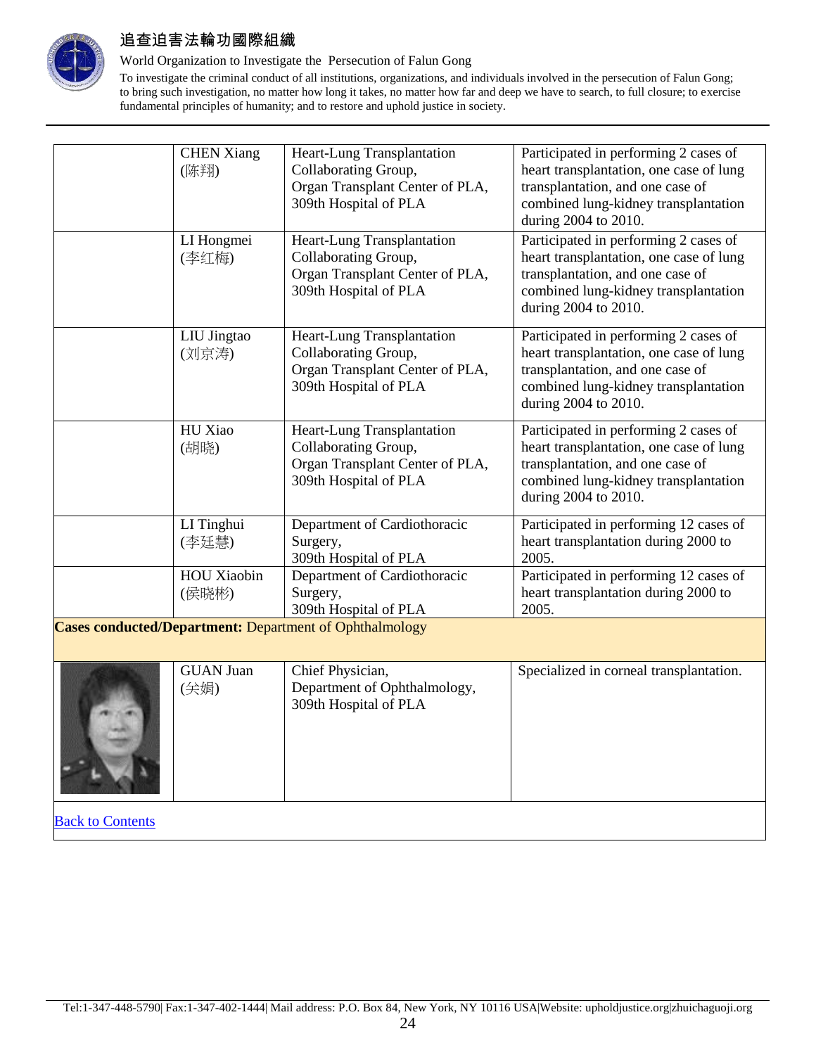| | | | |
|---|---|---|---|
| | CHEN Xiang (陈翔) | Heart-Lung Transplantation Collaborating Group, Organ Transplant Center of PLA, 309th Hospital of PLA | Participated in performing 2 cases of heart transplantation, one case of lung transplantation, and one case of combined lung-kidney transplantation during 2004 to 2010. |
| | LI Hongmei (李红梅) | Heart-Lung Transplantation Collaborating Group, Organ Transplant Center of PLA, 309th Hospital of PLA | Participated in performing 2 cases of heart transplantation, one case of lung transplantation, and one case of combined lung-kidney transplantation during 2004 to 2010. |
| | LIU Jingtao (刘京涛) | Heart-Lung Transplantation Collaborating Group, Organ Transplant Center of PLA, 309th Hospital of PLA | Participated in performing 2 cases of heart transplantation, one case of lung transplantation, and one case of combined lung-kidney transplantation during 2004 to 2010. |
| | HU Xiao (胡晓) | Heart-Lung Transplantation Collaborating Group, Organ Transplant Center of PLA, 309th Hospital of PLA | Participated in performing 2 cases of heart transplantation, one case of lung transplantation, and one case of combined lung-kidney transplantation during 2004 to 2010. |
| | LI Tinghui (李廷慧) | Department of Cardiothoracic Surgery, 309th Hospital of PLA | Participated in performing 12 cases of heart transplantation during 2000 to 2005. |
| | HOU Xiaobin (侯晓彬) | Department of Cardiothoracic Surgery, 309th Hospital of PLA | Participated in performing 12 cases of heart transplantation during 2000 to 2005. |
| **Cases conducted/Department:** Department of Ophthalmology | | | |
| | GUAN Juan (关娟) | Chief Physician, Department of Ophthalmology, 309th Hospital of PLA | Specialized in corneal transplantation. |

Back to Contents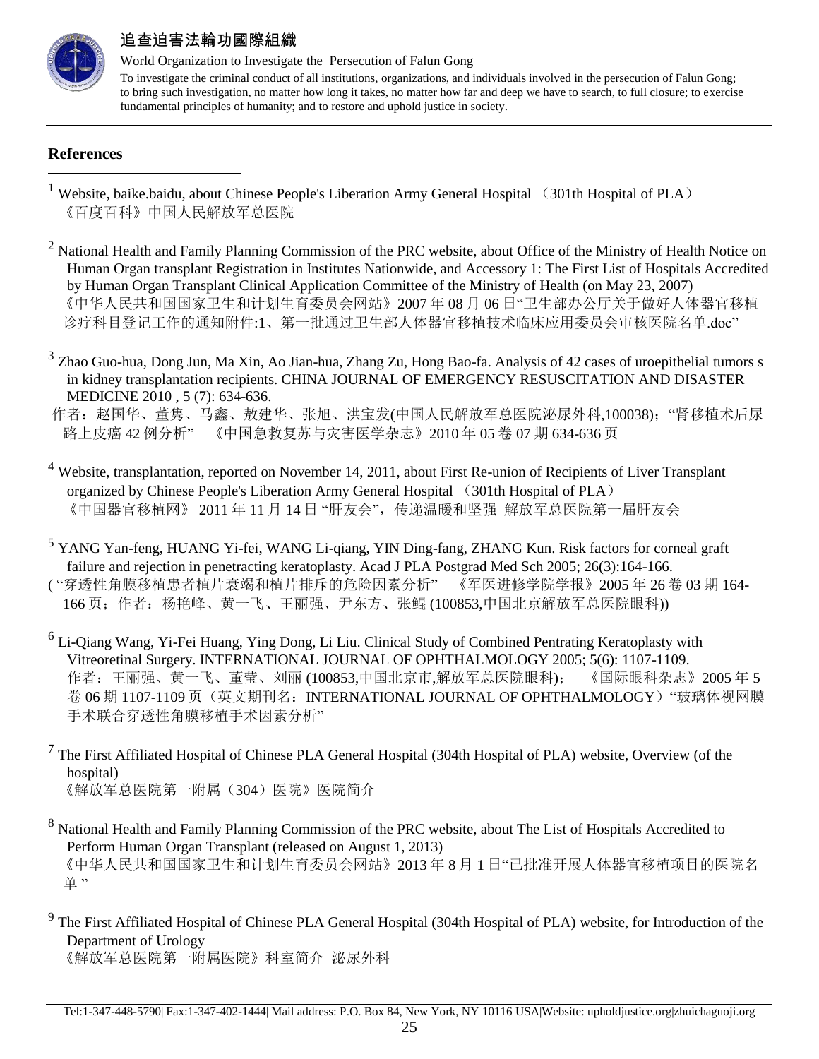## References

[1] Website, baike.baidu, about Chinese People's Liberation Army General Hospital （301th Hospital of PLA）
《百度百科》中国人民解放军总医院

[2] National Health and Family Planning Commission of the PRC website, about Office of the Ministry of Health Notice on Human Organ transplant Registration in Institutes Nationwide, and Accessory 1: The First List of Hospitals Accredited by Human Organ Transplant Clinical Application Committee of the Ministry of Health (on May 23, 2007)
《中华人民共和国国家卫生和计划生育委员会网站》2007 年 08 月 06 日"卫生部办公厅关于做好人体器官移植诊疗科目登记工作的通知附件:1、第一批通过卫生部人体器官移植技术临床应用委员会审核医院名单.doc"

[3] Zhao Guo-hua, Dong Jun, Ma Xin, Ao Jian-hua, Zhang Zu, Hong Bao-fa. Analysis of 42 cases of uroepithelial tumors s in kidney transplantation recipients. CHINA JOURNAL OF EMERGENCY RESUSCITATION AND DISASTER MEDICINE 2010 , 5 (7): 634-636.
作者：赵国华、董隽、马鑫、敖建华、张旭、洪宝发(中国人民解放军总医院泌尿外科,100038)；"肾移植术后尿路上皮癌 42 例分析" 《中国急救复苏与灾害医学杂志》2010 年 05 卷 07 期 634-636 页

[4] Website, transplantation, reported on November 14, 2011, about First Re-union of Recipients of Liver Transplant organized by Chinese People's Liberation Army General Hospital （301th Hospital of PLA）
《中国器官移植网》 2011 年 11 月 14 日 "肝友会"，传递温暖和坚强 解放军总医院第一届肝友会

[5] YANG Yan-feng, HUANG Yi-fei, WANG Li-qiang, YIN Ding-fang, ZHANG Kun. Risk factors for corneal graft failure and rejection in penetracting keratoplasty. Acad J PLA Postgrad Med Sch 2005; 26(3):164-166.
( "穿透性角膜移植患者植片衰竭和植片排斥的危险因素分析" 《军医进修学院学报》2005 年 26 卷 03 期 164-166 页；作者：杨艳峰、黄一飞、王丽强、尹东方、张鲲 (100853,中国北京解放军总医院眼科))

[6] Li-Qiang Wang, Yi-Fei Huang, Ying Dong, Li Liu. Clinical Study of Combined Pentrating Keratoplasty with Vitreoretinal Surgery. INTERNATIONAL JOURNAL OF OPHTHALMOLOGY 2005; 5(6): 1107-1109.
作者：王丽强、黄一飞、董莹、刘丽 (100853,中国北京市,解放军总医院眼科)； 《国际眼科杂志》2005 年 5 卷 06 期 1107-1109 页（英文期刊名：INTERNATIONAL JOURNAL OF OPHTHALMOLOGY）"玻璃体视网膜手术联合穿透性角膜移植手术因素分析"

[7] The First Affiliated Hospital of Chinese PLA General Hospital (304th Hospital of PLA) website, Overview (of the hospital)
《解放军总医院第一附属（304）医院》医院简介

[8] National Health and Family Planning Commission of the PRC website, about The List of Hospitals Accredited to Perform Human Organ Transplant (released on August 1, 2013)
《中华人民共和国国家卫生和计划生育委员会网站》2013 年 8 月 1 日"已批准开展人体器官移植项目的医院名单 "

[9] The First Affiliated Hospital of Chinese PLA General Hospital (304th Hospital of PLA) website, for Introduction of the Department of Urology
《解放军总医院第一附属医院》科室简介 泌尿外科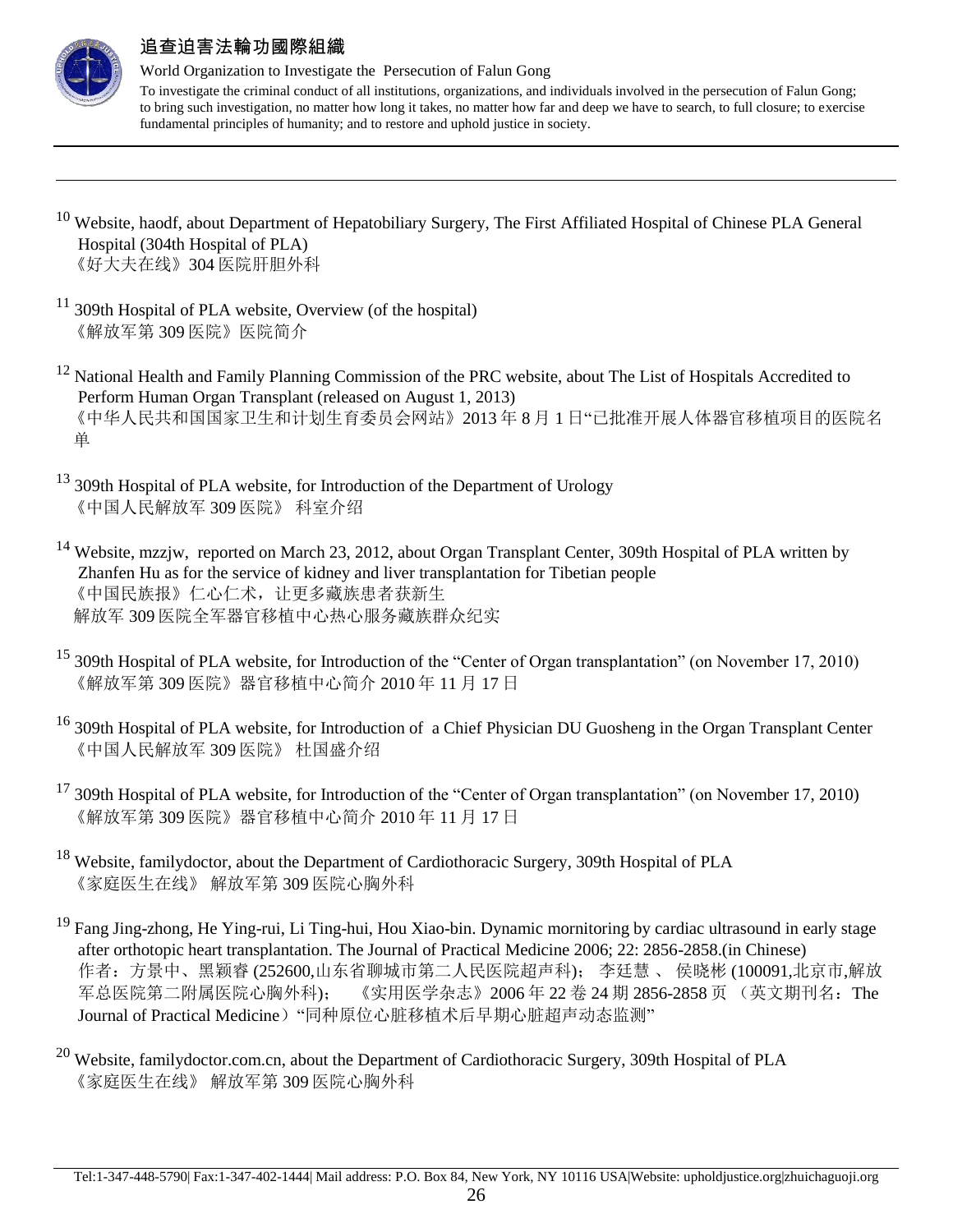[10] Website, haodf, about Department of Hepatobiliary Surgery, The First Affiliated Hospital of Chinese PLA General Hospital (304th Hospital of PLA)
《好大夫在线》304 医院肝胆外科

[11] 309th Hospital of PLA website, Overview (of the hospital)
《解放军第 309 医院》医院简介

[12] National Health and Family Planning Commission of the PRC website, about The List of Hospitals Accredited to Perform Human Organ Transplant (released on August 1, 2013)
《中华人民共和国国家卫生和计划生育委员会网站》2013 年 8 月 1 日"已批准开展人体器官移植项目的医院名单

[13] 309th Hospital of PLA website, for Introduction of the Department of Urology
《中国人民解放军 309 医院》 科室介绍

[14] Website, mzzjw, reported on March 23, 2012, about Organ Transplant Center, 309th Hospital of PLA written by Zhanfen Hu as for the service of kidney and liver transplantation for Tibetan people
《中国民族报》仁心仁术，让更多藏族患者获新生
解放军 309 医院全军器官移植中心热心服务藏族群众纪实

[15] 309th Hospital of PLA website, for Introduction of the "Center of Organ transplantation" (on November 17, 2010)
《解放军第 309 医院》器官移植中心简介 2010 年 11 月 17 日

[16] 309th Hospital of PLA website, for Introduction of a Chief Physician DU Guosheng in the Organ Transplant Center
《中国人民解放军 309 医院》 杜国盛介绍

[17] 309th Hospital of PLA website, for Introduction of the "Center of Organ transplantation" (on November 17, 2010)
《解放军第 309 医院》器官移植中心简介 2010 年 11 月 17 日

[18] Website, familydoctor, about the Department of Cardiothoracic Surgery, 309th Hospital of PLA
《家庭医生在线》 解放军第 309 医院心胸外科

[19] Fang Jing-zhong, He Ying-rui, Li Ting-hui, Hou Xiao-bin. Dynamic mornitoring by cardiac ultrasound in early stage after orthotopic heart transplantation. The Journal of Practical Medicine 2006; 22: 2856-2858.(in Chinese)
作者：方景中、黑颖睿 (252600,山东省聊城市第二人民医院超声科)； 李廷慧 、 侯晓彬 (100091,北京市,解放军总医院第二附属医院心胸外科)； 《实用医学杂志》2006 年 22 卷 24 期 2856-2858 页 （英文期刊名：The Journal of Practical Medicine）"同种原位心脏移植术后早期心脏超声动态监测"

[20] Website, familydoctor.com.cn, about the Department of Cardiothoracic Surgery, 309th Hospital of PLA
《家庭医生在线》 解放军第 309 医院心胸外科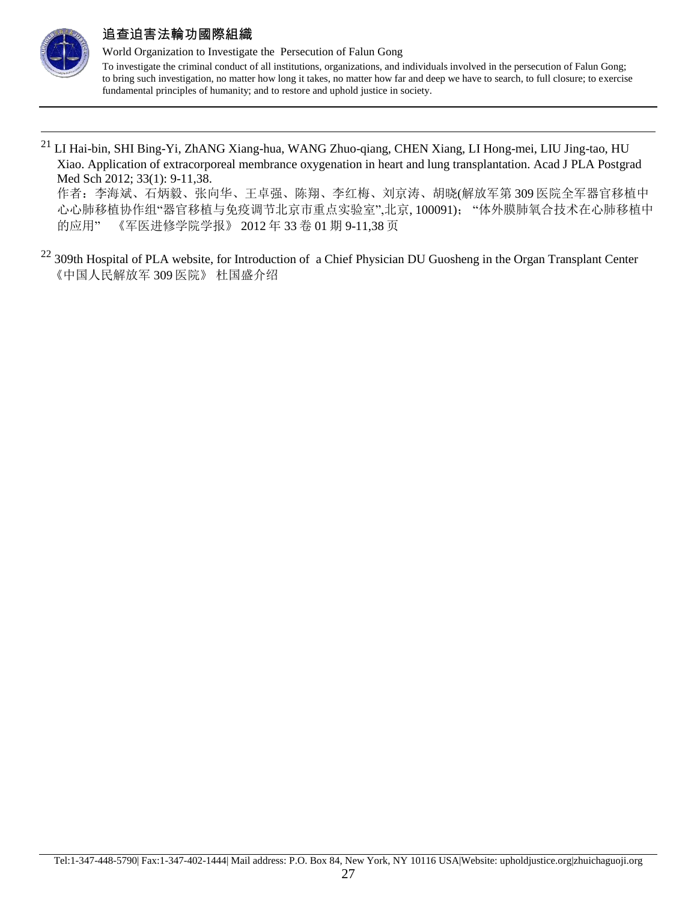[21] LI Hai-bin, SHI Bing-Yi, ZhANG Xiang-hua, WANG Zhuo-qiang, CHEN Xiang, LI Hong-mei, LIU Jing-tao, HU Xiao. Application of extracorporeal membrance oxygenation in heart and lung transplantation. Acad J PLA Postgrad Med Sch 2012; 33(1): 9-11,38.
作者：李海斌、石炳毅、张向华、王卓强、陈翔、李红梅、刘京涛、胡晓(解放军第 309 医院全军器官移植中心心肺移植协作组"器官移植与免疫调节北京市重点实验室",北京, 100091)； "体外膜肺氧合技术在心肺移植中的应用" 《军医进修学院学报》 2012 年 33 卷 01 期 9-11,38 页

[22] 309th Hospital of PLA website, for Introduction of a Chief Physician DU Guosheng in the Organ Transplant Center
《中国人民解放军 309 医院》 杜国盛介绍